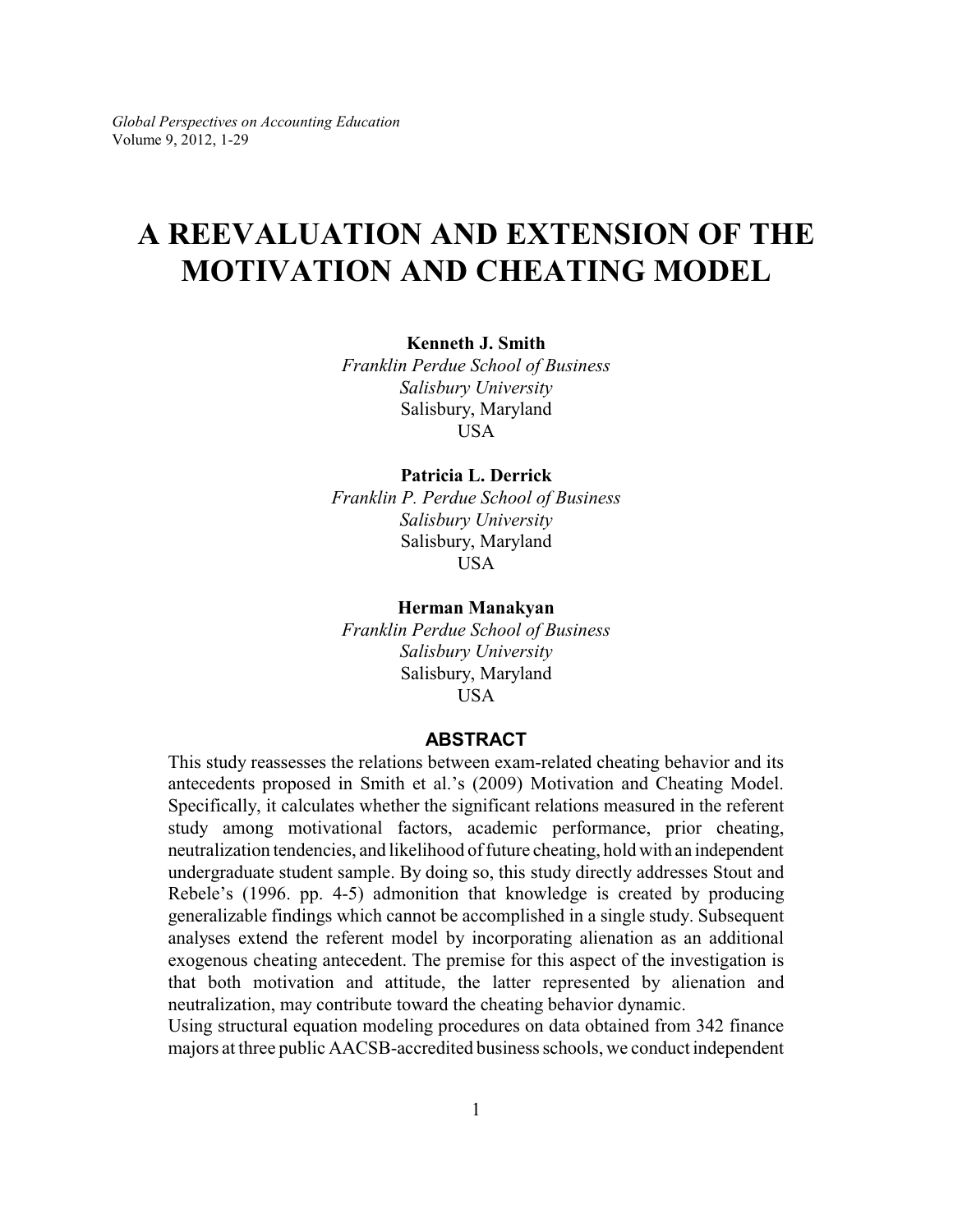# A REEVALUATION AND EXTENSION OF THE MOTIVATION AND CHEATING MODEL

**Kenneth J. Smith**
*Franklin Perdue School of Business*
*Salisbury University*
Salisbury, Maryland
USA

**Patricia L. Derrick**
*Franklin P. Perdue School of Business*
*Salisbury University*
Salisbury, Maryland
USA

**Herman Manakyan**
*Franklin Perdue School of Business*
*Salisbury University*
Salisbury, Maryland
USA

## ABSTRACT

This study reassesses the relations between exam-related cheating behavior and its antecedents proposed in Smith et al.'s (2009) Motivation and Cheating Model. Specifically, it calculates whether the significant relations measured in the referent study among motivational factors, academic performance, prior cheating, neutralization tendencies, and likelihood of future cheating, hold with an independent undergraduate student sample. By doing so, this study directly addresses Stout and Rebele's (1996. pp. 4-5) admonition that knowledge is created by producing generalizable findings which cannot be accomplished in a single study. Subsequent analyses extend the referent model by incorporating alienation as an additional exogenous cheating antecedent. The premise for this aspect of the investigation is that both motivation and attitude, the latter represented by alienation and neutralization, may contribute toward the cheating behavior dynamic.

Using structural equation modeling procedures on data obtained from 342 finance majors at three public AACSB-accredited business schools, we conduct independent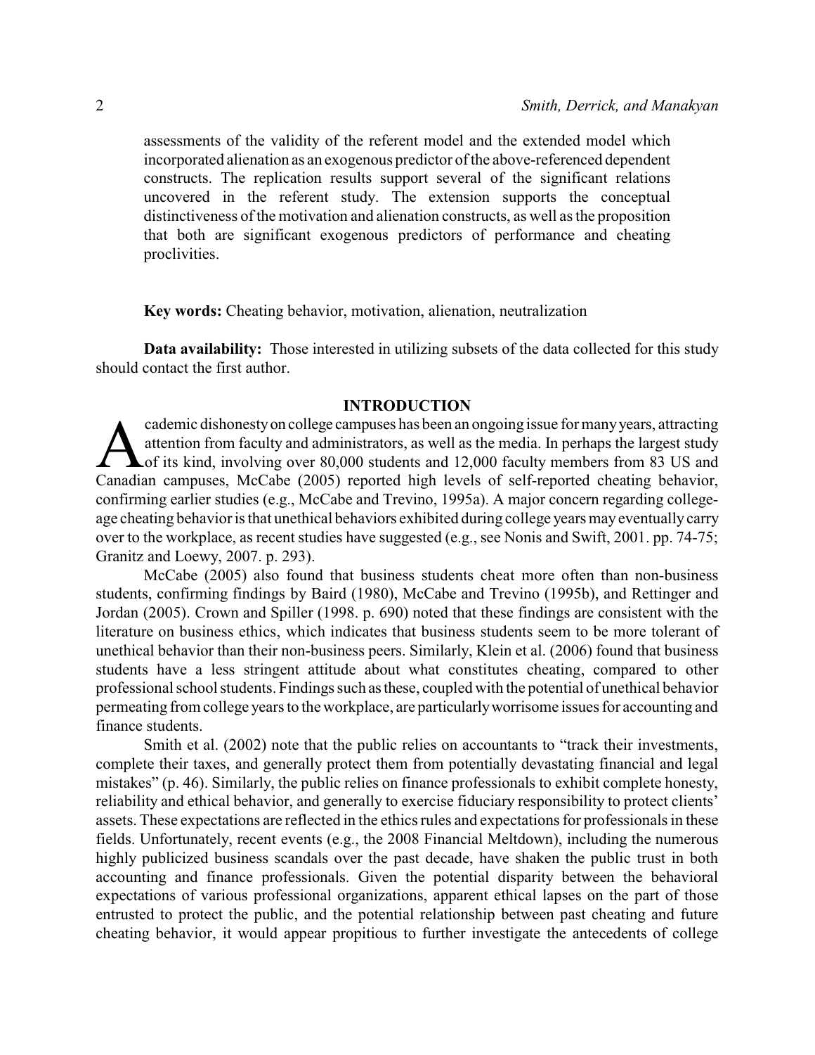assessments of the validity of the referent model and the extended model which incorporated alienation as an exogenous predictor of the above-referenced dependent constructs. The replication results support several of the significant relations uncovered in the referent study. The extension supports the conceptual distinctiveness of the motivation and alienation constructs, as well as the proposition that both are significant exogenous predictors of performance and cheating proclivities.

**Key words:** Cheating behavior, motivation, alienation, neutralization

**Data availability:** Those interested in utilizing subsets of the data collected for this study should contact the first author.

## INTRODUCTION

Academic dishonesty on college campuses has been an ongoing issue for many years, attracting attention from faculty and administrators, as well as the media. In perhaps the largest study of its kind, involving over 80,000 students and 12,000 faculty members from 83 US and Canadian campuses, McCabe (2005) reported high levels of self-reported cheating behavior, confirming earlier studies (e.g., McCabe and Trevino, 1995a). A major concern regarding college-age cheating behavior is that unethical behaviors exhibited during college years may eventually carry over to the workplace, as recent studies have suggested (e.g., see Nonis and Swift, 2001. pp. 74-75; Granitz and Loewy, 2007. p. 293).

McCabe (2005) also found that business students cheat more often than non-business students, confirming findings by Baird (1980), McCabe and Trevino (1995b), and Rettinger and Jordan (2005). Crown and Spiller (1998. p. 690) noted that these findings are consistent with the literature on business ethics, which indicates that business students seem to be more tolerant of unethical behavior than their non-business peers. Similarly, Klein et al. (2006) found that business students have a less stringent attitude about what constitutes cheating, compared to other professional school students. Findings such as these, coupled with the potential of unethical behavior permeating from college years to the workplace, are particularly worrisome issues for accounting and finance students.

Smith et al. (2002) note that the public relies on accountants to "track their investments, complete their taxes, and generally protect them from potentially devastating financial and legal mistakes" (p. 46). Similarly, the public relies on finance professionals to exhibit complete honesty, reliability and ethical behavior, and generally to exercise fiduciary responsibility to protect clients' assets. These expectations are reflected in the ethics rules and expectations for professionals in these fields. Unfortunately, recent events (e.g., the 2008 Financial Meltdown), including the numerous highly publicized business scandals over the past decade, have shaken the public trust in both accounting and finance professionals. Given the potential disparity between the behavioral expectations of various professional organizations, apparent ethical lapses on the part of those entrusted to protect the public, and the potential relationship between past cheating and future cheating behavior, it would appear propitious to further investigate the antecedents of college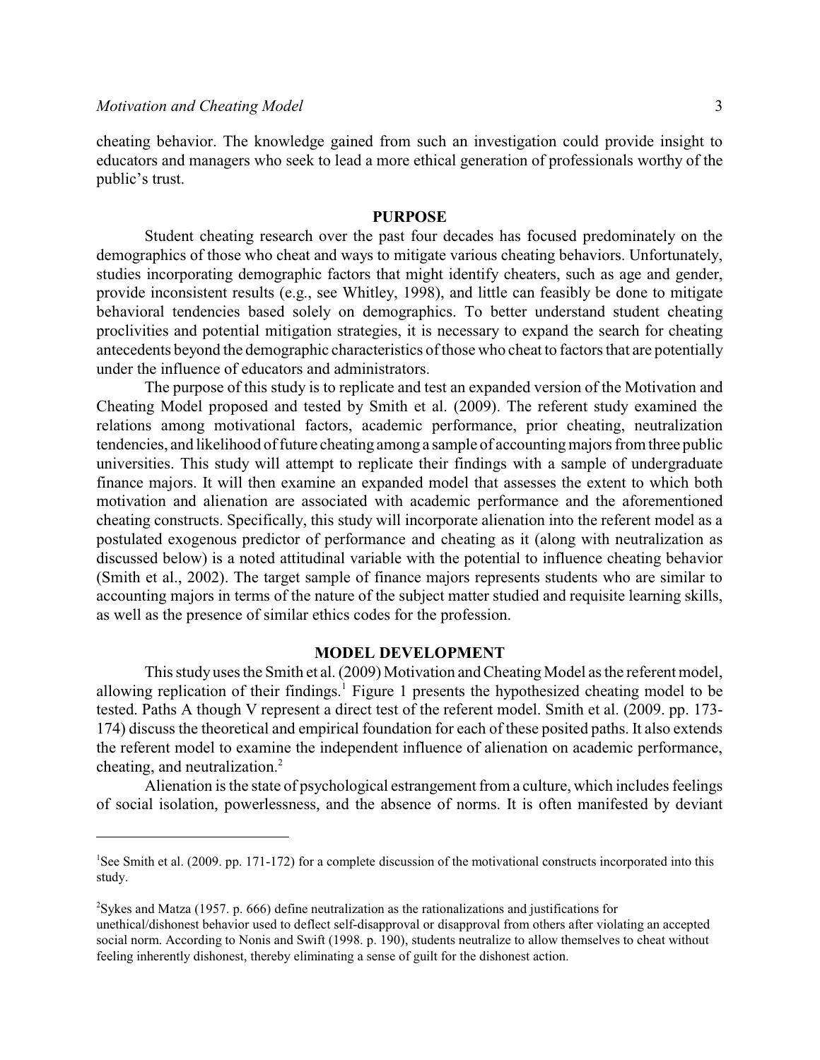cheating behavior. The knowledge gained from such an investigation could provide insight to educators and managers who seek to lead a more ethical generation of professionals worthy of the public's trust.

## PURPOSE

Student cheating research over the past four decades has focused predominately on the demographics of those who cheat and ways to mitigate various cheating behaviors. Unfortunately, studies incorporating demographic factors that might identify cheaters, such as age and gender, provide inconsistent results (e.g., see Whitley, 1998), and little can feasibly be done to mitigate behavioral tendencies based solely on demographics. To better understand student cheating proclivities and potential mitigation strategies, it is necessary to expand the search for cheating antecedents beyond the demographic characteristics of those who cheat to factors that are potentially under the influence of educators and administrators.

The purpose of this study is to replicate and test an expanded version of the Motivation and Cheating Model proposed and tested by Smith et al. (2009). The referent study examined the relations among motivational factors, academic performance, prior cheating, neutralization tendencies, and likelihood of future cheating among a sample of accounting majors from three public universities. This study will attempt to replicate their findings with a sample of undergraduate finance majors. It will then examine an expanded model that assesses the extent to which both motivation and alienation are associated with academic performance and the aforementioned cheating constructs. Specifically, this study will incorporate alienation into the referent model as a postulated exogenous predictor of performance and cheating as it (along with neutralization as discussed below) is a noted attitudinal variable with the potential to influence cheating behavior (Smith et al., 2002). The target sample of finance majors represents students who are similar to accounting majors in terms of the nature of the subject matter studied and requisite learning skills, as well as the presence of similar ethics codes for the profession.

## MODEL DEVELOPMENT

This study uses the Smith et al. (2009) Motivation and Cheating Model as the referent model, allowing replication of their findings.[1] Figure 1 presents the hypothesized cheating model to be tested. Paths A though V represent a direct test of the referent model. Smith et al. (2009. pp. 173-174) discuss the theoretical and empirical foundation for each of these posited paths. It also extends the referent model to examine the independent influence of alienation on academic performance, cheating, and neutralization.[2]

Alienation is the state of psychological estrangement from a culture, which includes feelings of social isolation, powerlessness, and the absence of norms. It is often manifested by deviant

---

[1]See Smith et al. (2009. pp. 171-172) for a complete discussion of the motivational constructs incorporated into this study.

[2]Sykes and Matza (1957. p. 666) define neutralization as the rationalizations and justifications for unethical/dishonest behavior used to deflect self-disapproval or disapproval from others after violating an accepted social norm. According to Nonis and Swift (1998. p. 190), students neutralize to allow themselves to cheat without feeling inherently dishonest, thereby eliminating a sense of guilt for the dishonest action.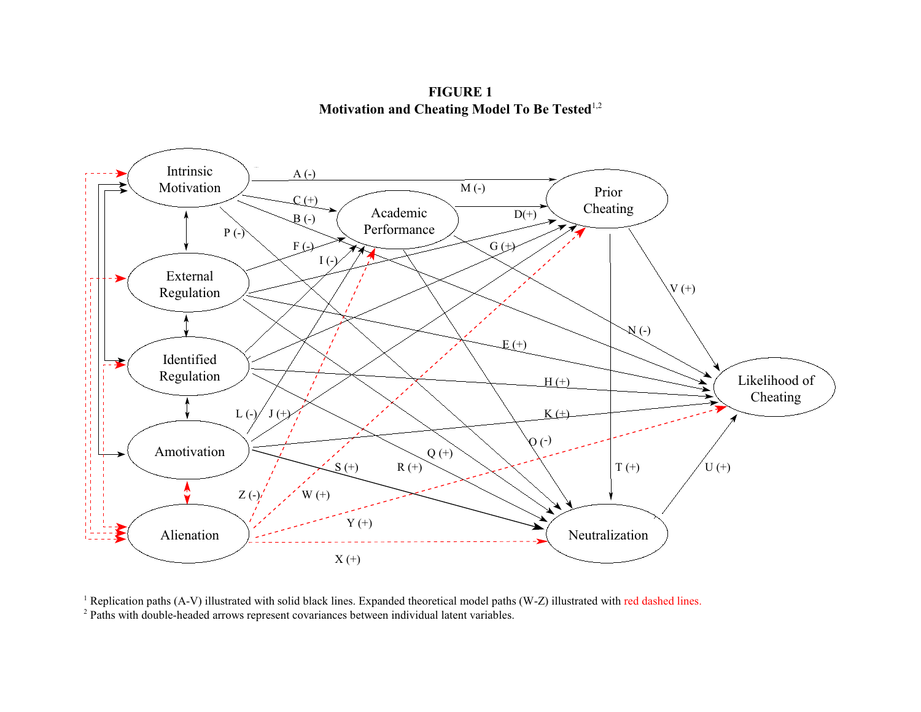**FIGURE 1**
**Motivation and Cheating Model To Be Tested**[1,2]

[1] Replication paths (A-V) illustrated with solid black lines. Expanded theoretical model paths (W-Z) illustrated with red dashed lines.
[2] Paths with double-headed arrows represent covariances between individual latent variables.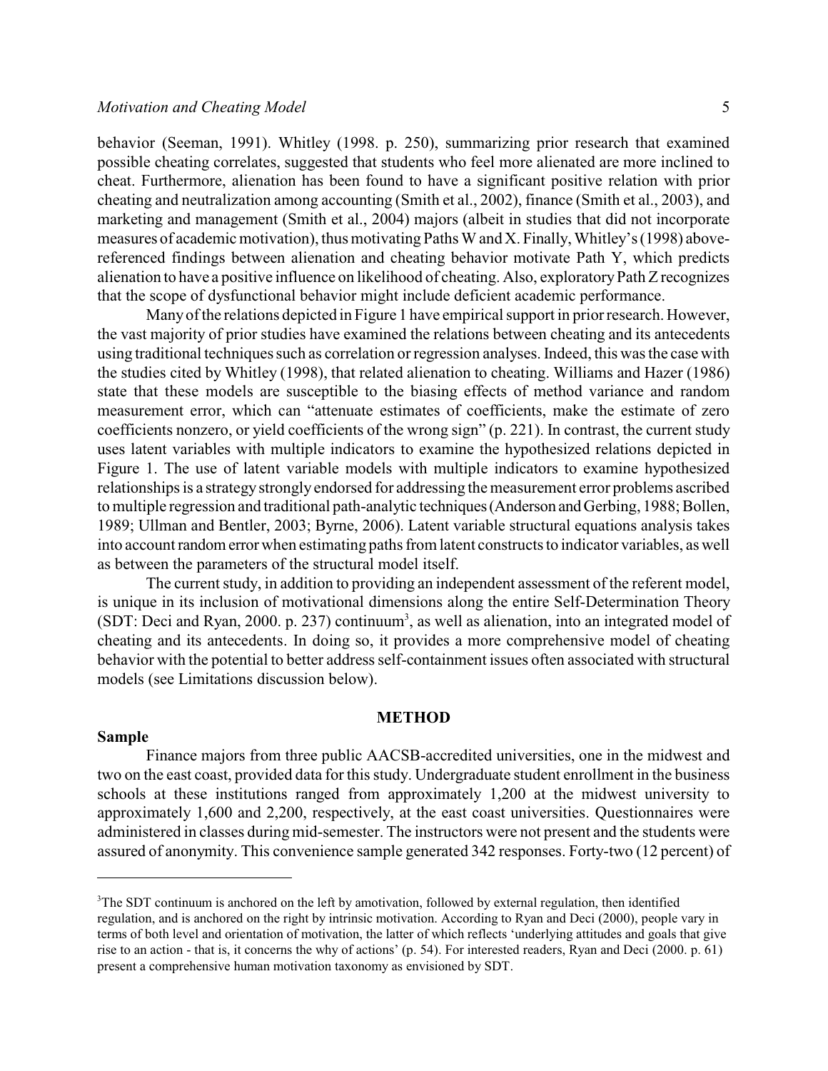behavior (Seeman, 1991). Whitley (1998. p. 250), summarizing prior research that examined possible cheating correlates, suggested that students who feel more alienated are more inclined to cheat. Furthermore, alienation has been found to have a significant positive relation with prior cheating and neutralization among accounting (Smith et al., 2002), finance (Smith et al., 2003), and marketing and management (Smith et al., 2004) majors (albeit in studies that did not incorporate measures of academic motivation), thus motivating Paths W and X. Finally, Whitley's (1998) above-referenced findings between alienation and cheating behavior motivate Path Y, which predicts alienation to have a positive influence on likelihood of cheating. Also, exploratory Path Z recognizes that the scope of dysfunctional behavior might include deficient academic performance.

Many of the relations depicted in Figure 1 have empirical support in prior research. However, the vast majority of prior studies have examined the relations between cheating and its antecedents using traditional techniques such as correlation or regression analyses. Indeed, this was the case with the studies cited by Whitley (1998), that related alienation to cheating. Williams and Hazer (1986) state that these models are susceptible to the biasing effects of method variance and random measurement error, which can "attenuate estimates of coefficients, make the estimate of zero coefficients nonzero, or yield coefficients of the wrong sign" (p. 221). In contrast, the current study uses latent variables with multiple indicators to examine the hypothesized relations depicted in Figure 1. The use of latent variable models with multiple indicators to examine hypothesized relationships is a strategy strongly endorsed for addressing the measurement error problems ascribed to multiple regression and traditional path-analytic techniques (Anderson and Gerbing, 1988; Bollen, 1989; Ullman and Bentler, 2003; Byrne, 2006). Latent variable structural equations analysis takes into account random error when estimating paths from latent constructs to indicator variables, as well as between the parameters of the structural model itself.

The current study, in addition to providing an independent assessment of the referent model, is unique in its inclusion of motivational dimensions along the entire Self-Determination Theory (SDT: Deci and Ryan, 2000. p. 237) continuum[3], as well as alienation, into an integrated model of cheating and its antecedents. In doing so, it provides a more comprehensive model of cheating behavior with the potential to better address self-containment issues often associated with structural models (see Limitations discussion below).

## METHOD

### Sample

Finance majors from three public AACSB-accredited universities, one in the midwest and two on the east coast, provided data for this study. Undergraduate student enrollment in the business schools at these institutions ranged from approximately 1,200 at the midwest university to approximately 1,600 and 2,200, respectively, at the east coast universities. Questionnaires were administered in classes during mid-semester. The instructors were not present and the students were assured of anonymity. This convenience sample generated 342 responses. Forty-two (12 percent) of

---

[3]The SDT continuum is anchored on the left by amotivation, followed by external regulation, then identified regulation, and is anchored on the right by intrinsic motivation. According to Ryan and Deci (2000), people vary in terms of both level and orientation of motivation, the latter of which reflects 'underlying attitudes and goals that give rise to an action - that is, it concerns the why of actions' (p. 54). For interested readers, Ryan and Deci (2000. p. 61) present a comprehensive human motivation taxonomy as envisioned by SDT.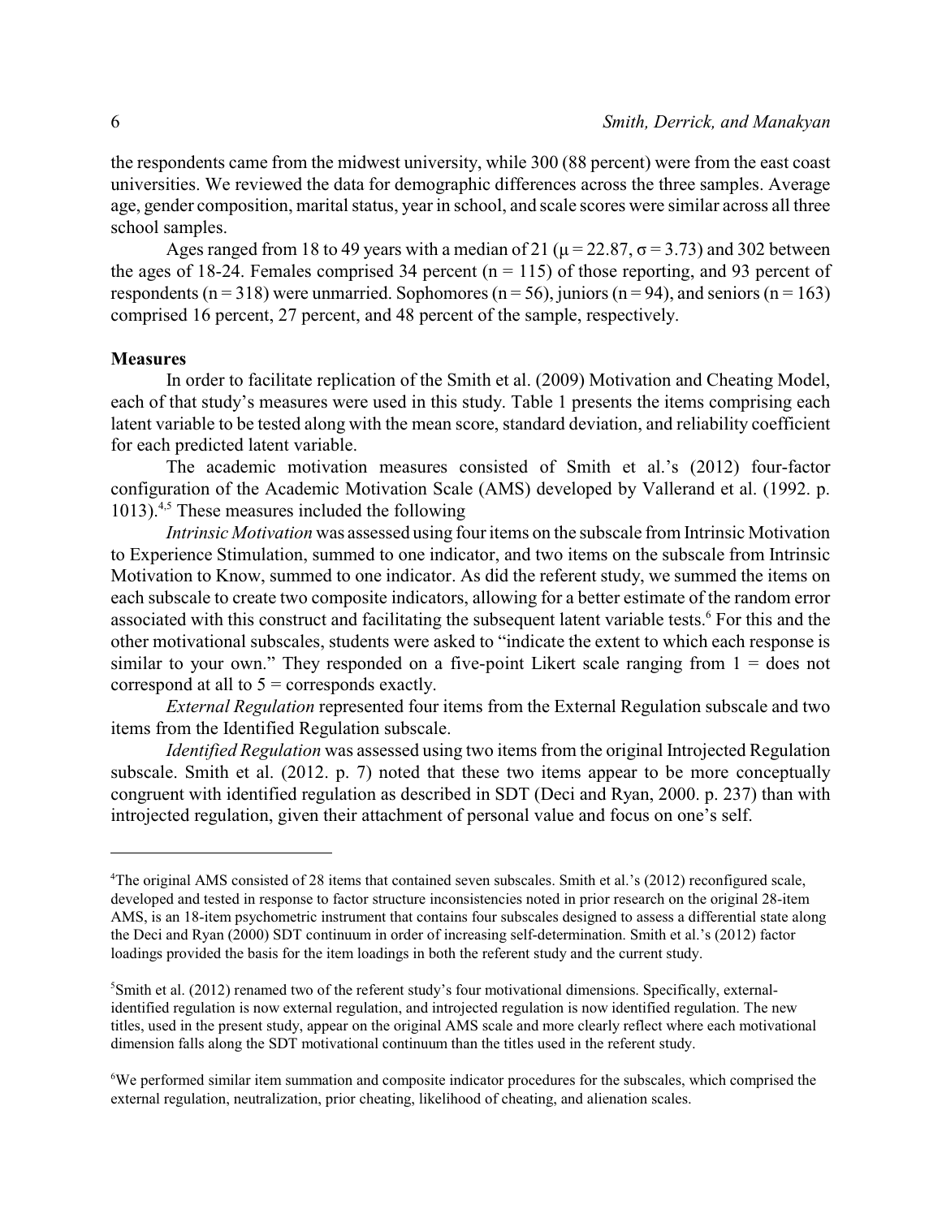the respondents came from the midwest university, while 300 (88 percent) were from the east coast universities. We reviewed the data for demographic differences across the three samples. Average age, gender composition, marital status, year in school, and scale scores were similar across all three school samples.

Ages ranged from 18 to 49 years with a median of 21 ($\mu = 22.87$, $\sigma = 3.73$) and 302 between the ages of 18-24. Females comprised 34 percent ($n = 115$) of those reporting, and 93 percent of respondents ($n = 318$) were unmarried. Sophomores ($n = 56$), juniors ($n = 94$), and seniors ($n = 163$) comprised 16 percent, 27 percent, and 48 percent of the sample, respectively.

**Measures**

In order to facilitate replication of the Smith et al. (2009) Motivation and Cheating Model, each of that study's measures were used in this study. Table 1 presents the items comprising each latent variable to be tested along with the mean score, standard deviation, and reliability coefficient for each predicted latent variable.

The academic motivation measures consisted of Smith et al.'s (2012) four-factor configuration of the Academic Motivation Scale (AMS) developed by Vallerand et al. (1992. p. 1013).[4,5] These measures included the following

*Intrinsic Motivation* was assessed using four items on the subscale from Intrinsic Motivation to Experience Stimulation, summed to one indicator, and two items on the subscale from Intrinsic Motivation to Know, summed to one indicator. As did the referent study, we summed the items on each subscale to create two composite indicators, allowing for a better estimate of the random error associated with this construct and facilitating the subsequent latent variable tests.[6] For this and the other motivational subscales, students were asked to "indicate the extent to which each response is similar to your own." They responded on a five-point Likert scale ranging from 1 = does not correspond at all to 5 = corresponds exactly.

*External Regulation* represented four items from the External Regulation subscale and two items from the Identified Regulation subscale.

*Identified Regulation* was assessed using two items from the original Introjected Regulation subscale. Smith et al. (2012. p. 7) noted that these two items appear to be more conceptually congruent with identified regulation as described in SDT (Deci and Ryan, 2000. p. 237) than with introjected regulation, given their attachment of personal value and focus on one's self.

---

[4]The original AMS consisted of 28 items that contained seven subscales. Smith et al.'s (2012) reconfigured scale, developed and tested in response to factor structure inconsistencies noted in prior research on the original 28-item AMS, is an 18-item psychometric instrument that contains four subscales designed to assess a differential state along the Deci and Ryan (2000) SDT continuum in order of increasing self-determination. Smith et al.'s (2012) factor loadings provided the basis for the item loadings in both the referent study and the current study.

[5]Smith et al. (2012) renamed two of the referent study's four motivational dimensions. Specifically, external-identified regulation is now external regulation, and introjected regulation is now identified regulation. The new titles, used in the present study, appear on the original AMS scale and more clearly reflect where each motivational dimension falls along the SDT motivational continuum than the titles used in the referent study.

[6]We performed similar item summation and composite indicator procedures for the subscales, which comprised the external regulation, neutralization, prior cheating, likelihood of cheating, and alienation scales.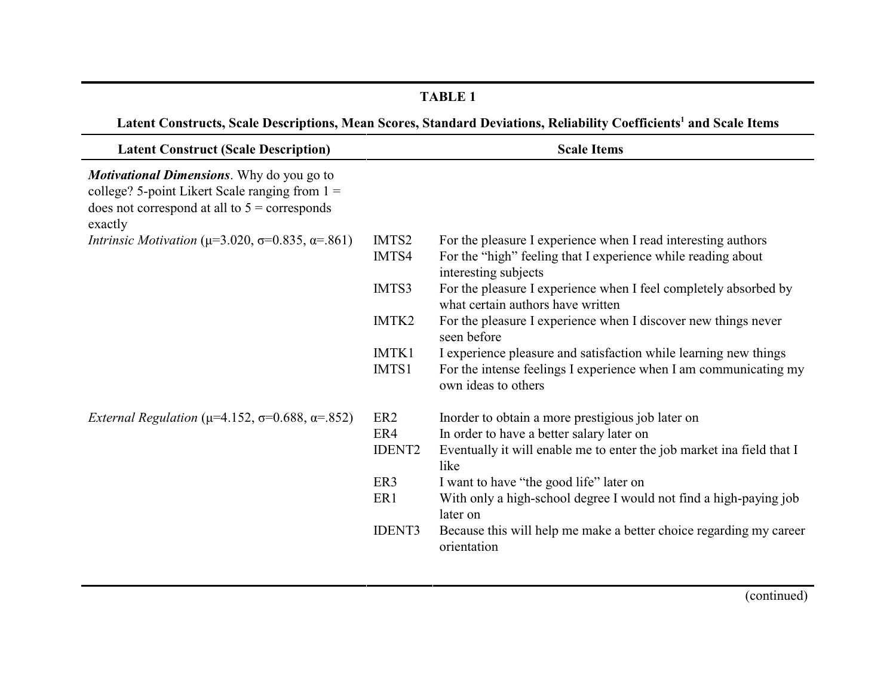**TABLE 1**

**Latent Constructs, Scale Descriptions, Mean Scores, Standard Deviations, Reliability Coefficients[1] and Scale Items**

| Latent Construct (Scale Description) | Scale Items | |
|---|---|---|
| ***Motivational Dimensions***. Why do you go to college? 5-point Likert Scale ranging from 1 = does not correspond at all to 5 = corresponds exactly | | |
| *Intrinsic Motivation* (μ=3.020, σ=0.835, α=.861) | IMTS2 | For the pleasure I experience when I read interesting authors |
| | IMTS4 | For the "high" feeling that I experience while reading about interesting subjects |
| | IMTS3 | For the pleasure I experience when I feel completely absorbed by what certain authors have written |
| | IMTK2 | For the pleasure I experience when I discover new things never seen before |
| | IMTK1 | I experience pleasure and satisfaction while learning new things |
| | IMTS1 | For the intense feelings I experience when I am communicating my own ideas to others |
| *External Regulation* (μ=4.152, σ=0.688, α=.852) | ER2 | Inorder to obtain a more prestigious job later on |
| | ER4 | In order to have a better salary later on |
| | IDENT2 | Eventually it will enable me to enter the job market ina field that I like |
| | ER3 | I want to have "the good life" later on |
| | ER1 | With only a high-school degree I would not find a high-paying job later on |
| | IDENT3 | Because this will help me make a better choice regarding my career orientation |

(continued)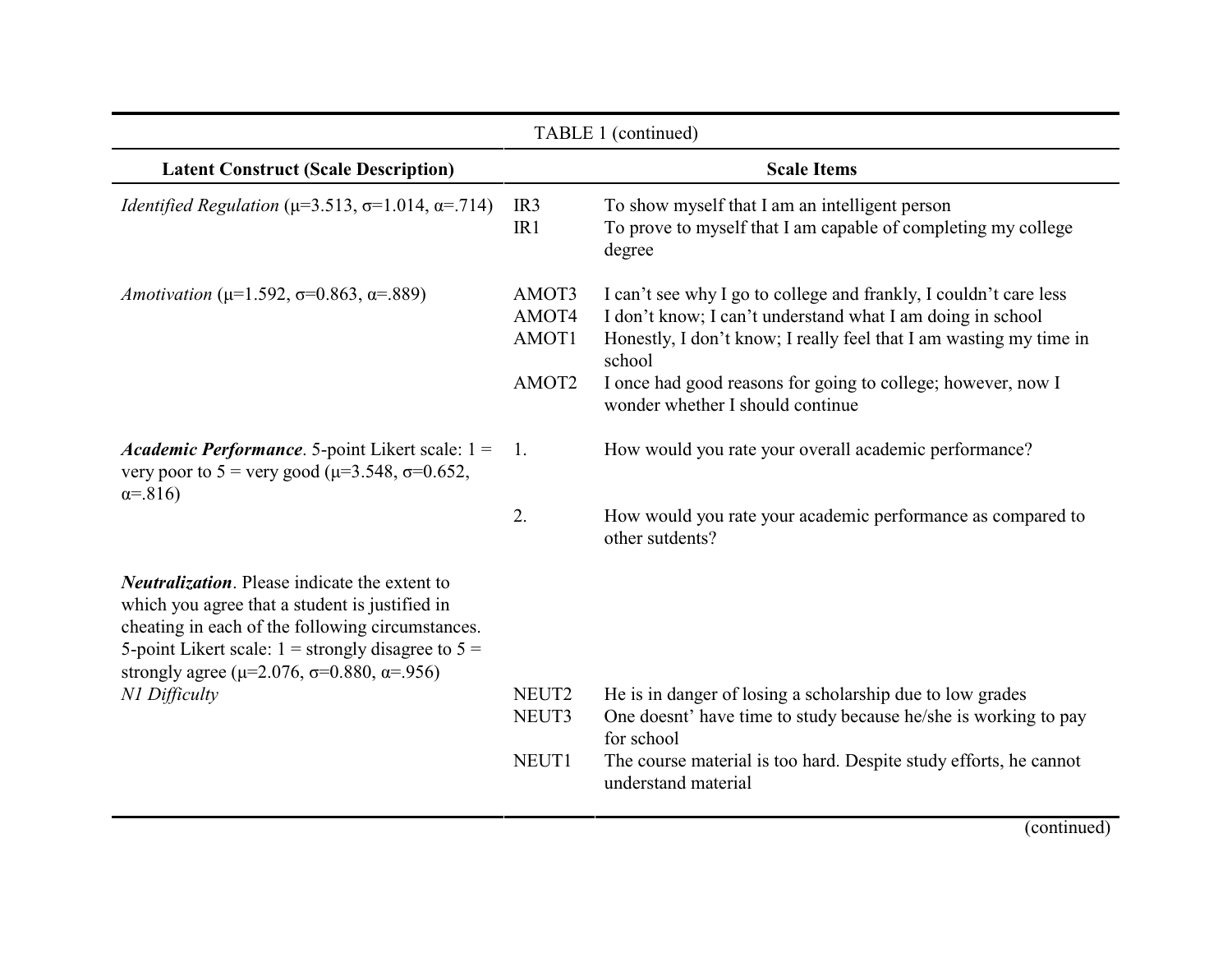TABLE 1 (continued)

| Latent Construct (Scale Description) | | Scale Items |
|---|---|---|
| *Identified Regulation* (μ=3.513, σ=1.014, α=.714) | IR3 | To show myself that I am an intelligent person |
| | IR1 | To prove to myself that I am capable of completing my college degree |
| *Amotivation* (μ=1.592, σ=0.863, α=.889) | AMOT3 | I can't see why I go to college and frankly, I couldn't care less |
| | AMOT4 | I don't know; I can't understand what I am doing in school |
| | AMOT1 | Honestly, I don't know; I really feel that I am wasting my time in school |
| | AMOT2 | I once had good reasons for going to college; however, now I wonder whether I should continue |
| ***Academic Performance***. 5-point Likert scale: 1 = very poor to 5 = very good (μ=3.548, σ=0.652, α=.816) | 1. | How would you rate your overall academic performance? |
| | 2. | How would you rate your academic performance as compared to other sutdents? |
| ***Neutralization***. Please indicate the extent to which you agree that a student is justified in cheating in each of the following circumstances. 5-point Likert scale: 1 = strongly disagree to 5 = strongly agree (μ=2.076, σ=0.880, α=.956) | | |
| *N1 Difficulty* | NEUT2 | He is in danger of losing a scholarship due to low grades |
| | NEUT3 | One doesnt' have time to study because he/she is working to pay for school |
| | NEUT1 | The course material is too hard. Despite study efforts, he cannot understand material |

(continued)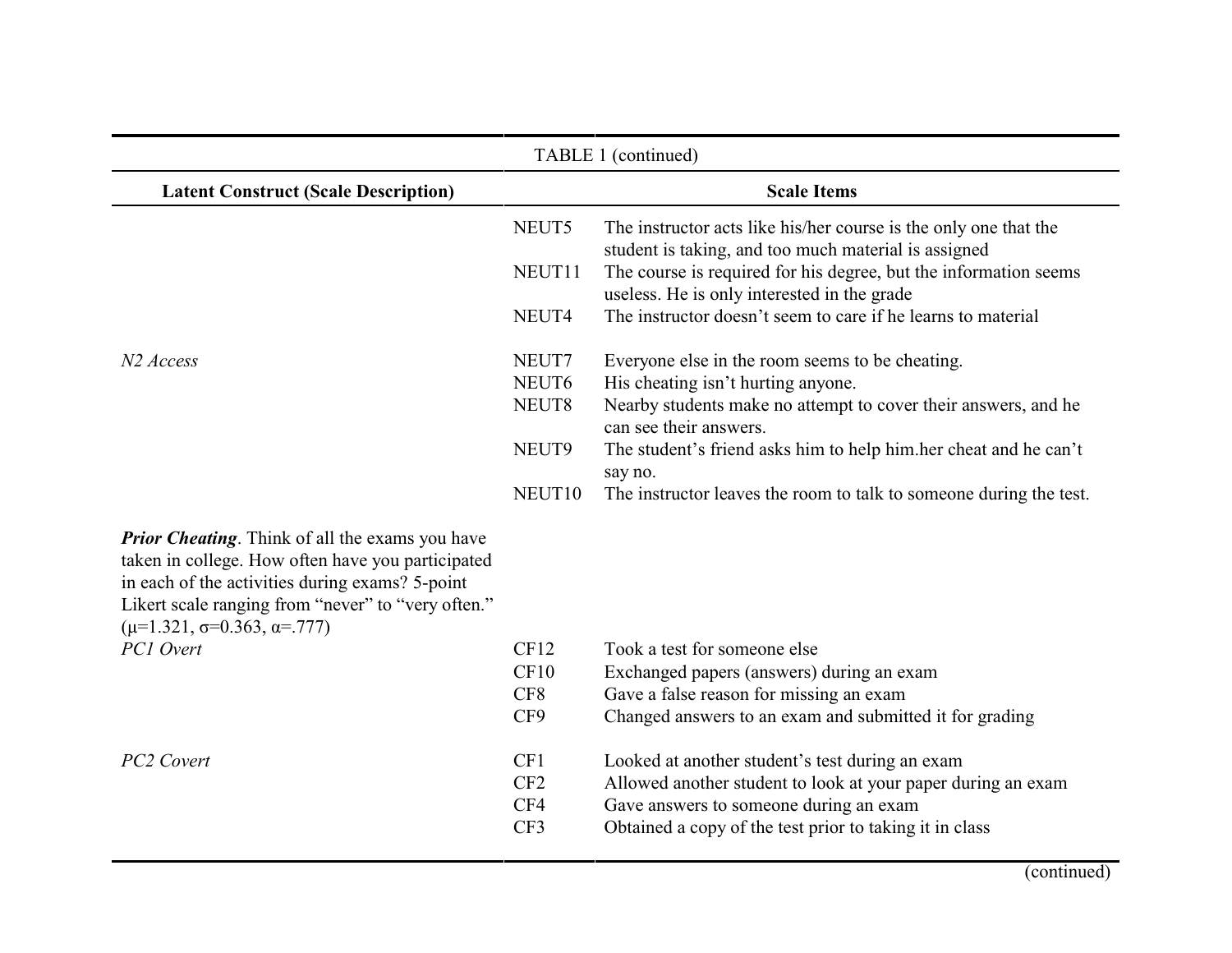| TABLE 1 (continued) | | |
|---|---|---|
| **Latent Construct (Scale Description)** | **Scale Items** | |
| | NEUT5 | The instructor acts like his/her course is the only one that the student is taking, and too much material is assigned |
| | NEUT11 | The course is required for his degree, but the information seems useless. He is only interested in the grade |
| | NEUT4 | The instructor doesn't seem to care if he learns to material |
| *N2 Access* | NEUT7 | Everyone else in the room seems to be cheating. |
| | NEUT6 | His cheating isn't hurting anyone. |
| | NEUT8 | Nearby students make no attempt to cover their answers, and he can see their answers. |
| | NEUT9 | The student's friend asks him to help him.her cheat and he can't say no. |
| | NEUT10 | The instructor leaves the room to talk to someone during the test. |
| ***Prior Cheating***. Think of all the exams you have taken in college. How often have you participated in each of the activities during exams? 5-point Likert scale ranging from "never" to "very often." ($\mu$=1.321, $\sigma$=0.363, $\alpha$=.777) | | |
| *PC1 Overt* | CF12 | Took a test for someone else |
| | CF10 | Exchanged papers (answers) during an exam |
| | CF8 | Gave a false reason for missing an exam |
| | CF9 | Changed answers to an exam and submitted it for grading |
| *PC2 Covert* | CF1 | Looked at another student's test during an exam |
| | CF2 | Allowed another student to look at your paper during an exam |
| | CF4 | Gave answers to someone during an exam |
| | CF3 | Obtained a copy of the test prior to taking it in class |

(continued)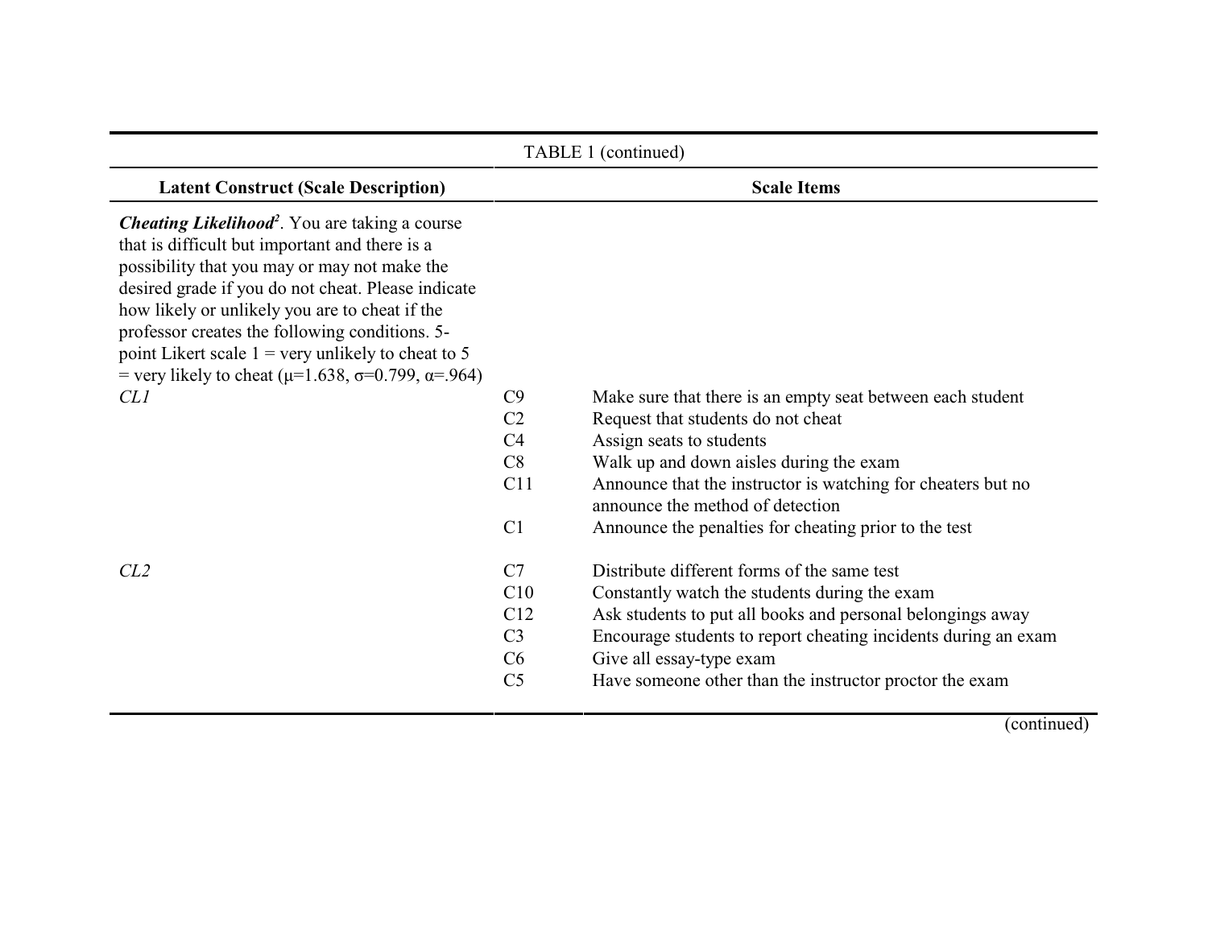TABLE 1 (continued)

| Latent Construct (Scale Description) | Scale Items | |
|---|---|---|
| ***Cheating Likelihood***[2]. You are taking a course that is difficult but important and there is a possibility that you may or may not make the desired grade if you do not cheat. Please indicate how likely or unlikely you are to cheat if the professor creates the following conditions. 5-point Likert scale 1 = very unlikely to cheat to 5 = very likely to cheat (μ=1.638, σ=0.799, α=.964) | | |
| *CL1* | C9 | Make sure that there is an empty seat between each student |
| | C2 | Request that students do not cheat |
| | C4 | Assign seats to students |
| | C8 | Walk up and down aisles during the exam |
| | C11 | Announce that the instructor is watching for cheaters but no announce the method of detection |
| | C1 | Announce the penalties for cheating prior to the test |
| *CL2* | C7 | Distribute different forms of the same test |
| | C10 | Constantly watch the students during the exam |
| | C12 | Ask students to put all books and personal belongings away |
| | C3 | Encourage students to report cheating incidents during an exam |
| | C6 | Give all essay-type exam |
| | C5 | Have someone other than the instructor proctor the exam |

(continued)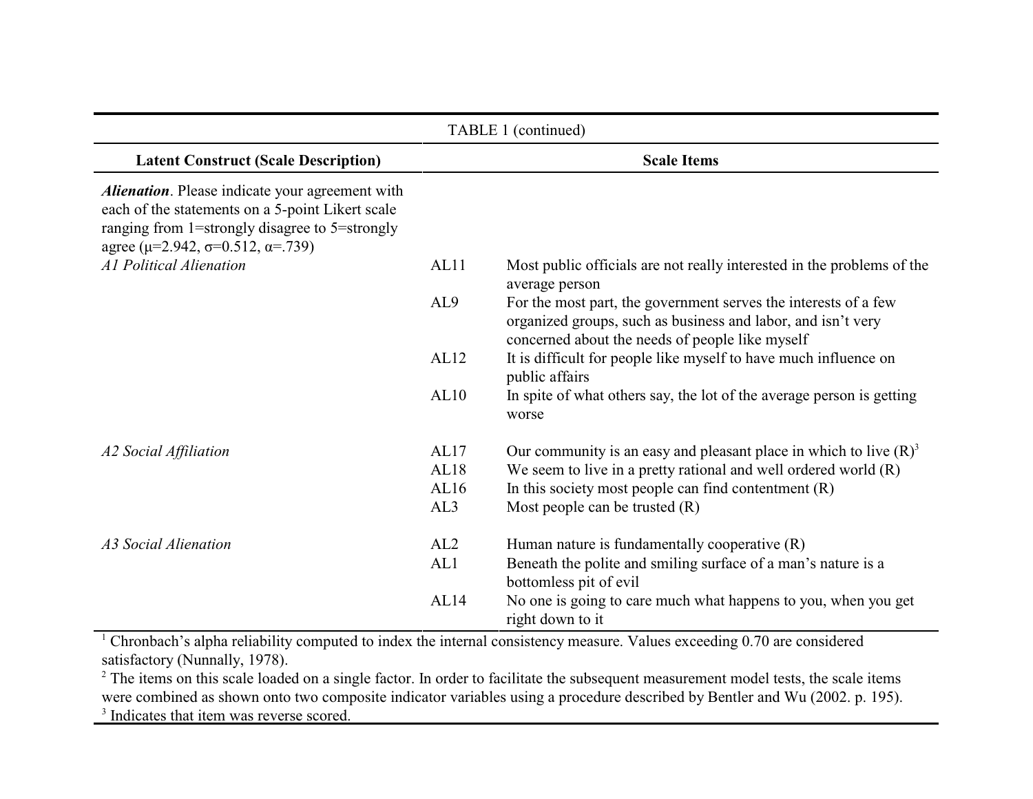| TABLE 1 (continued) | | |
|---|---|---|
| **Latent Construct (Scale Description)** | **Scale Items** | |
| ***Alienation***. Please indicate your agreement with each of the statements on a 5-point Likert scale ranging from 1=strongly disagree to 5=strongly agree ($\mu$=2.942, $\sigma$=0.512, $\alpha$=.739) | | |
| *A1 Political Alienation* | AL11 | Most public officials are not really interested in the problems of the average person |
| | AL9 | For the most part, the government serves the interests of a few organized groups, such as business and labor, and isn't very concerned about the needs of people like myself |
| | AL12 | It is difficult for people like myself to have much influence on public affairs |
| | AL10 | In spite of what others say, the lot of the average person is getting worse |
| *A2 Social Affiliation* | AL17 | Our community is an easy and pleasant place in which to live (R)[3] |
| | AL18 | We seem to live in a pretty rational and well ordered world (R) |
| | AL16 | In this society most people can find contentment (R) |
| | AL3 | Most people can be trusted (R) |
| *A3 Social Alienation* | AL2 | Human nature is fundamentally cooperative (R) |
| | AL1 | Beneath the polite and smiling surface of a man's nature is a bottomless pit of evil |
| | AL14 | No one is going to care much what happens to you, when you get right down to it |

[1] Chronbach's alpha reliability computed to index the internal consistency measure. Values exceeding 0.70 are considered satisfactory (Nunnally, 1978).
[2] The items on this scale loaded on a single factor. In order to facilitate the subsequent measurement model tests, the scale items were combined as shown onto two composite indicator variables using a procedure described by Bentler and Wu (2002. p. 195).
[3] Indicates that item was reverse scored.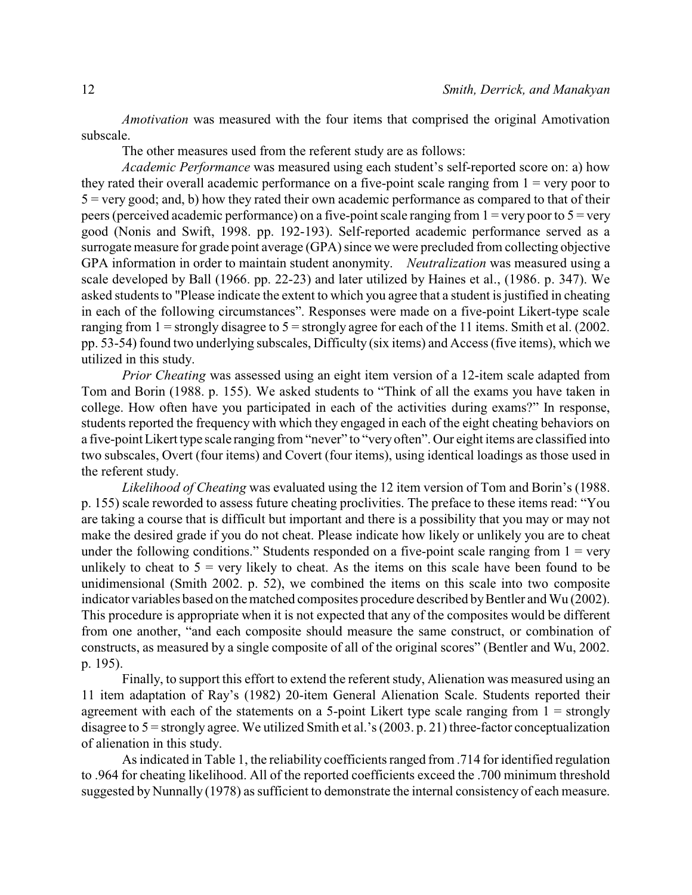*Amotivation* was measured with the four items that comprised the original Amotivation subscale.

The other measures used from the referent study are as follows:

*Academic Performance* was measured using each student's self-reported score on: a) how they rated their overall academic performance on a five-point scale ranging from 1 = very poor to 5 = very good; and, b) how they rated their own academic performance as compared to that of their peers (perceived academic performance) on a five-point scale ranging from 1 = very poor to 5 = very good (Nonis and Swift, 1998. pp. 192-193). Self-reported academic performance served as a surrogate measure for grade point average (GPA) since we were precluded from collecting objective GPA information in order to maintain student anonymity. *Neutralization* was measured using a scale developed by Ball (1966. pp. 22-23) and later utilized by Haines et al., (1986. p. 347). We asked students to "Please indicate the extent to which you agree that a student is justified in cheating in each of the following circumstances". Responses were made on a five-point Likert-type scale ranging from 1 = strongly disagree to 5 = strongly agree for each of the 11 items. Smith et al. (2002. pp. 53-54) found two underlying subscales, Difficulty (six items) and Access (five items), which we utilized in this study.

*Prior Cheating* was assessed using an eight item version of a 12-item scale adapted from Tom and Borin (1988. p. 155). We asked students to "Think of all the exams you have taken in college. How often have you participated in each of the activities during exams?" In response, students reported the frequency with which they engaged in each of the eight cheating behaviors on a five-point Likert type scale ranging from "never" to "very often". Our eight items are classified into two subscales, Overt (four items) and Covert (four items), using identical loadings as those used in the referent study.

*Likelihood of Cheating* was evaluated using the 12 item version of Tom and Borin's (1988. p. 155) scale reworded to assess future cheating proclivities. The preface to these items read: "You are taking a course that is difficult but important and there is a possibility that you may or may not make the desired grade if you do not cheat. Please indicate how likely or unlikely you are to cheat under the following conditions." Students responded on a five-point scale ranging from 1 = very unlikely to cheat to 5 = very likely to cheat. As the items on this scale have been found to be unidimensional (Smith 2002. p. 52), we combined the items on this scale into two composite indicator variables based on the matched composites procedure described by Bentler and Wu (2002). This procedure is appropriate when it is not expected that any of the composites would be different from one another, "and each composite should measure the same construct, or combination of constructs, as measured by a single composite of all of the original scores" (Bentler and Wu, 2002. p. 195).

Finally, to support this effort to extend the referent study, Alienation was measured using an 11 item adaptation of Ray's (1982) 20-item General Alienation Scale. Students reported their agreement with each of the statements on a 5-point Likert type scale ranging from 1 = strongly disagree to 5 = strongly agree. We utilized Smith et al.'s (2003. p. 21) three-factor conceptualization of alienation in this study.

As indicated in Table 1, the reliability coefficients ranged from .714 for identified regulation to .964 for cheating likelihood. All of the reported coefficients exceed the .700 minimum threshold suggested by Nunnally (1978) as sufficient to demonstrate the internal consistency of each measure.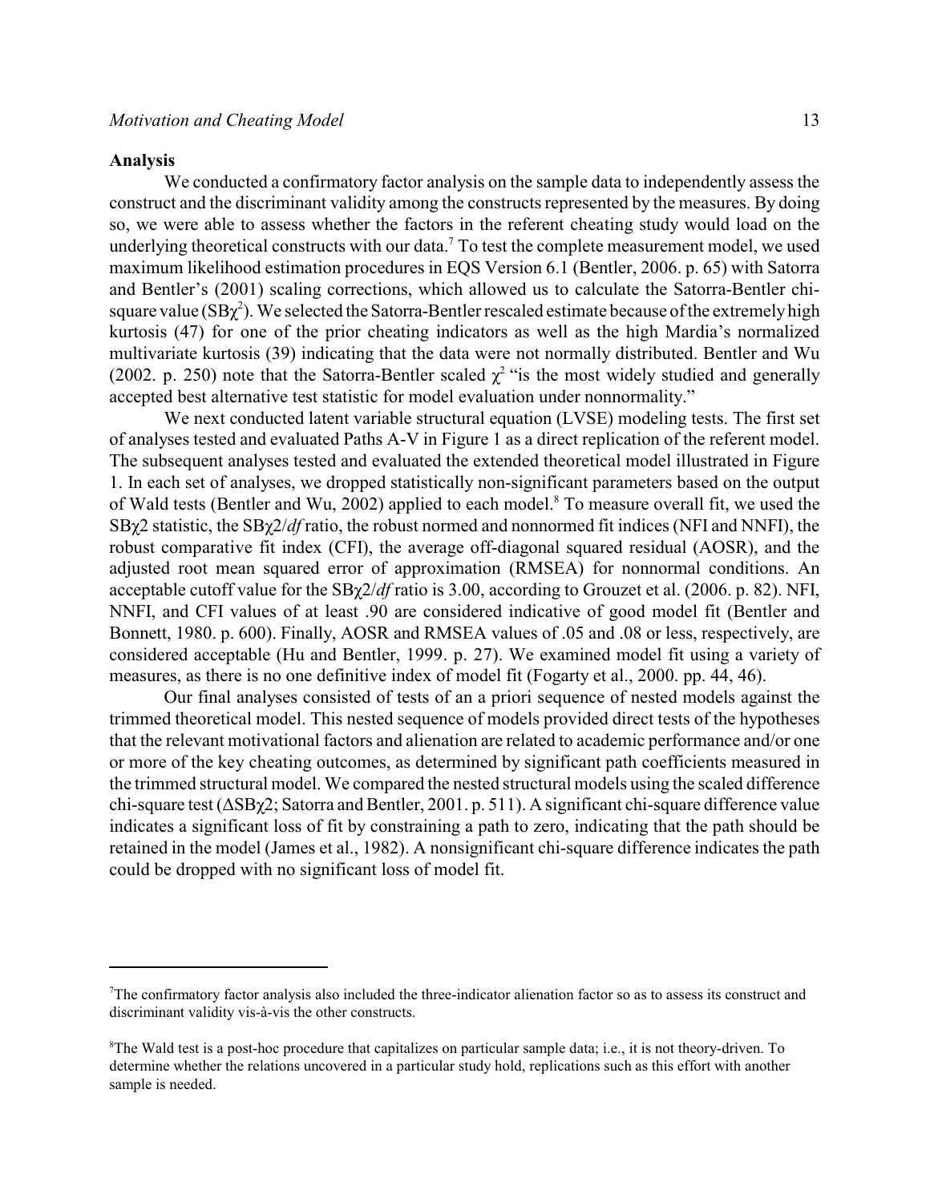## Analysis

We conducted a confirmatory factor analysis on the sample data to independently assess the construct and the discriminant validity among the constructs represented by the measures. By doing so, we were able to assess whether the factors in the referent cheating study would load on the underlying theoretical constructs with our data.[7] To test the complete measurement model, we used maximum likelihood estimation procedures in EQS Version 6.1 (Bentler, 2006. p. 65) with Satorra and Bentler's (2001) scaling corrections, which allowed us to calculate the Satorra-Bentler chi-square value ($SB\chi^2$). We selected the Satorra-Bentler rescaled estimate because of the extremely high kurtosis (47) for one of the prior cheating indicators as well as the high Mardia's normalized multivariate kurtosis (39) indicating that the data were not normally distributed. Bentler and Wu (2002. p. 250) note that the Satorra-Bentler scaled $\chi^2$ "is the most widely studied and generally accepted best alternative test statistic for model evaluation under nonnormality."

We next conducted latent variable structural equation (LVSE) modeling tests. The first set of analyses tested and evaluated Paths A-V in Figure 1 as a direct replication of the referent model. The subsequent analyses tested and evaluated the extended theoretical model illustrated in Figure 1. In each set of analyses, we dropped statistically non-significant parameters based on the output of Wald tests (Bentler and Wu, 2002) applied to each model.[8] To measure overall fit, we used the $SB\chi2$ statistic, the $SB\chi2/df$ ratio, the robust normed and nonnormed fit indices (NFI and NNFI), the robust comparative fit index (CFI), the average off-diagonal squared residual (AOSR), and the adjusted root mean squared error of approximation (RMSEA) for nonnormal conditions. An acceptable cutoff value for the $SB\chi2/df$ ratio is 3.00, according to Grouzet et al. (2006. p. 82). NFI, NNFI, and CFI values of at least .90 are considered indicative of good model fit (Bentler and Bonnett, 1980. p. 600). Finally, AOSR and RMSEA values of .05 and .08 or less, respectively, are considered acceptable (Hu and Bentler, 1999. p. 27). We examined model fit using a variety of measures, as there is no one definitive index of model fit (Fogarty et al., 2000. pp. 44, 46).

Our final analyses consisted of tests of an a priori sequence of nested models against the trimmed theoretical model. This nested sequence of models provided direct tests of the hypotheses that the relevant motivational factors and alienation are related to academic performance and/or one or more of the key cheating outcomes, as determined by significant path coefficients measured in the trimmed structural model. We compared the nested structural models using the scaled difference chi-square test ($\Delta SB\chi2$; Satorra and Bentler, 2001. p. 511). A significant chi-square difference value indicates a significant loss of fit by constraining a path to zero, indicating that the path should be retained in the model (James et al., 1982). A nonsignificant chi-square difference indicates the path could be dropped with no significant loss of model fit.

---

[7]The confirmatory factor analysis also included the three-indicator alienation factor so as to assess its construct and discriminant validity vis-à-vis the other constructs.

[8]The Wald test is a post-hoc procedure that capitalizes on particular sample data; i.e., it is not theory-driven. To determine whether the relations uncovered in a particular study hold, replications such as this effort with another sample is needed.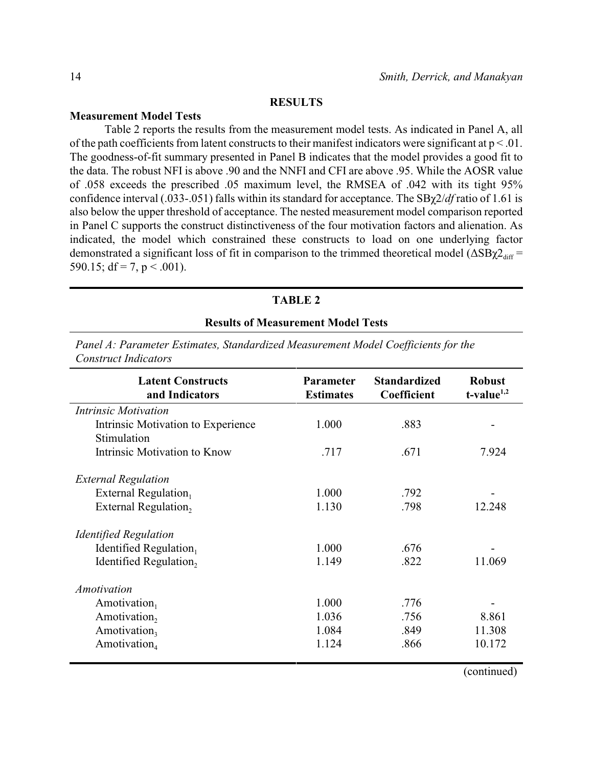## RESULTS

### Measurement Model Tests

Table 2 reports the results from the measurement model tests. As indicated in Panel A, all of the path coefficients from latent constructs to their manifest indicators were significant at $p < .01$. The goodness-of-fit summary presented in Panel B indicates that the model provides a good fit to the data. The robust NFI is above .90 and the NNFI and CFI are above .95. While the AOSR value of .058 exceeds the prescribed .05 maximum level, the RMSEA of .042 with its tight 95% confidence interval (.033-.051) falls within its standard for acceptance. The $SB\chi2/df$ ratio of 1.61 is also below the upper threshold of acceptance. The nested measurement model comparison reported in Panel C supports the construct distinctiveness of the four motivation factors and alienation. As indicated, the model which constrained these constructs to load on one underlying factor demonstrated a significant loss of fit in comparison to the trimmed theoretical model ($\Delta SB\chi2_{diff} = 590.15$; $df = 7$, $p < .001$).

**TABLE 2**

**Results of Measurement Model Tests**

*Panel A: Parameter Estimates, Standardized Measurement Model Coefficients for the Construct Indicators*

| Latent Constructs and Indicators | Parameter Estimates | Standardized Coefficient | Robust t-value[1,2] |
|---|---|---|---|
| *Intrinsic Motivation* | | | |
| Intrinsic Motivation to Experience Stimulation | 1.000 | .883 | - |
| Intrinsic Motivation to Know | .717 | .671 | 7.924 |
| *External Regulation* | | | |
| External Regulation$_1$ | 1.000 | .792 | - |
| External Regulation$_2$ | 1.130 | .798 | 12.248 |
| *Identified Regulation* | | | |
| Identified Regulation$_1$ | 1.000 | .676 | - |
| Identified Regulation$_2$ | 1.149 | .822 | 11.069 |
| *Amotivation* | | | |
| Amotivation$_1$ | 1.000 | .776 | - |
| Amotivation$_2$ | 1.036 | .756 | 8.861 |
| Amotivation$_3$ | 1.084 | .849 | 11.308 |
| Amotivation$_4$ | 1.124 | .866 | 10.172 |

(continued)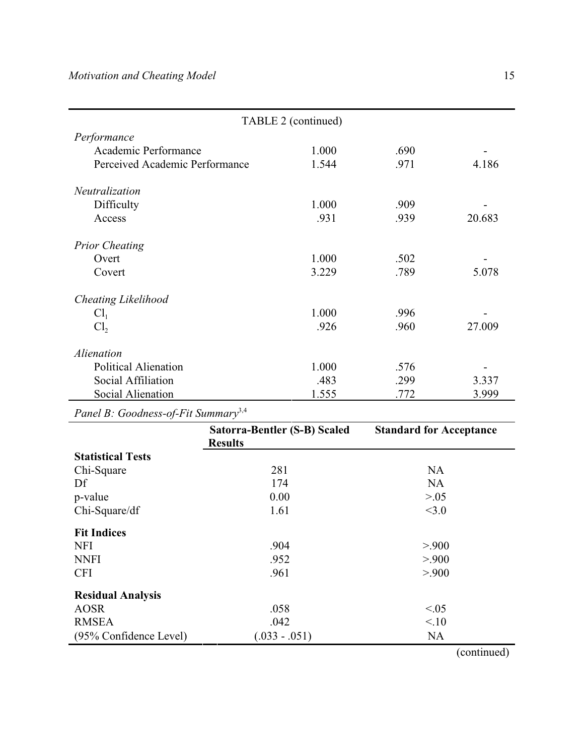TABLE 2 (continued)

| | | | |
|---|---|---|---|
| *Performance* | | | |
| Academic Performance | 1.000 | .690 | - |
| Perceived Academic Performance | 1.544 | .971 | 4.186 |
| *Neutralization* | | | |
| Difficulty | 1.000 | .909 | - |
| Access | .931 | .939 | 20.683 |
| *Prior Cheating* | | | |
| Overt | 1.000 | .502 | - |
| Covert | 3.229 | .789 | 5.078 |
| *Cheating Likelihood* | | | |
| $Cl_1$ | 1.000 | .996 | - |
| $Cl_2$ | .926 | .960 | 27.009 |
| *Alienation* | | | |
| Political Alienation | 1.000 | .576 | - |
| Social Affiliation | .483 | .299 | 3.337 |
| Social Alienation | 1.555 | .772 | 3.999 |

*Panel B: Goodness-of-Fit Summary*[3,4]

| | Satorra-Bentler (S-B) Scaled Results | Standard for Acceptance |
|---|---|---|
| **Statistical Tests** | | |
| Chi-Square | 281 | NA |
| Df | 174 | NA |
| p-value | 0.00 | >.05 |
| Chi-Square/df | 1.61 | <3.0 |
| **Fit Indices** | | |
| NFI | .904 | >.900 |
| NNFI | .952 | >.900 |
| CFI | .961 | >.900 |
| **Residual Analysis** | | |
| AOSR | .058 | <.05 |
| RMSEA | .042 | <.10 |
| (95% Confidence Level) | (.033 - .051) | NA |

(continued)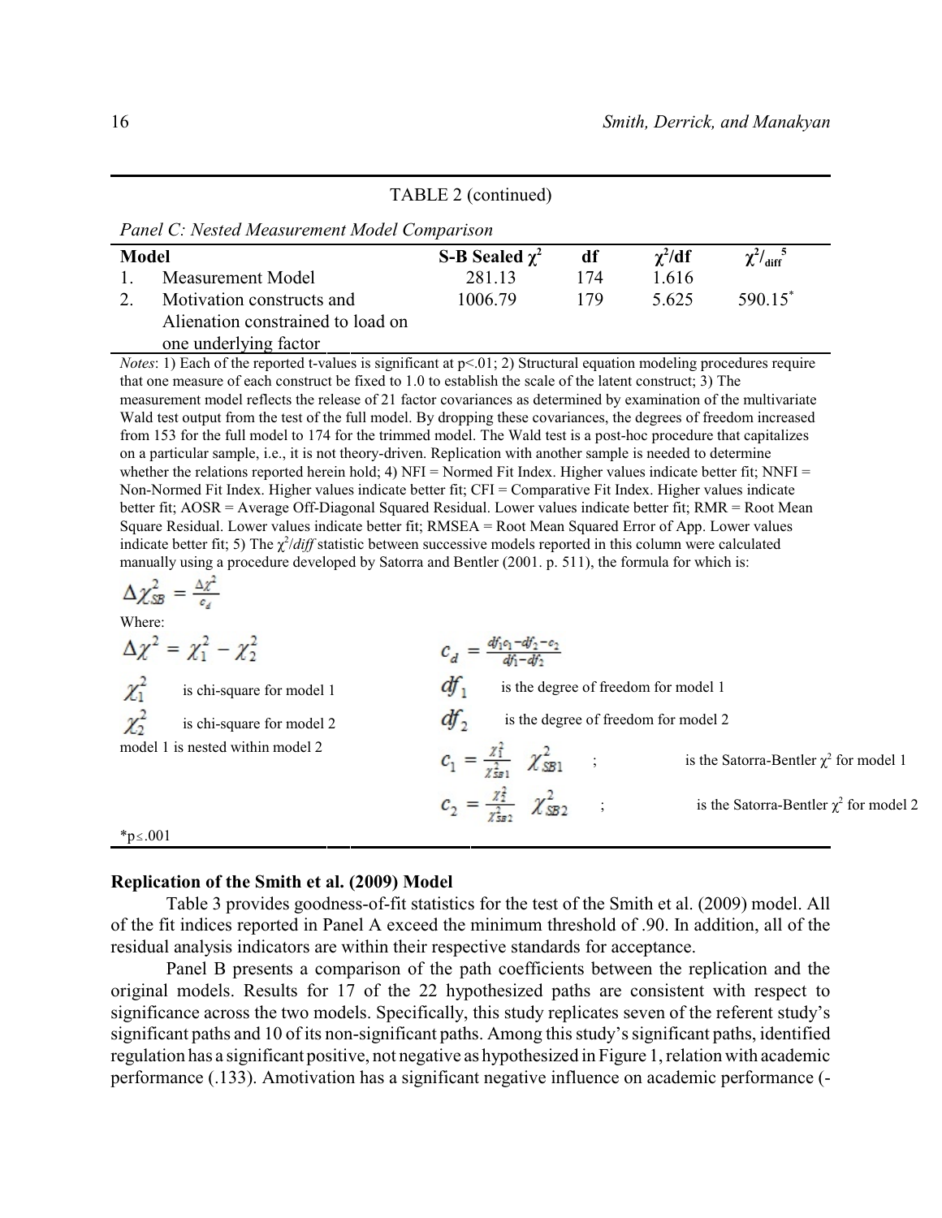TABLE 2 (continued)

*Panel C: Nested Measurement Model Comparison*

| Model | S-B Sealed $\chi^2$ | df | $\chi^2$/df | $\chi^2/_{diff}$ [5] |
|---|---|---|---|---|
| 1. Measurement Model | 281.13 | 174 | 1.616 | |
| 2. Motivation constructs and Alienation constrained to load on one underlying factor | 1006.79 | 179 | 5.625 | 590.15* |

*Notes*: 1) Each of the reported t-values is significant at p<.01; 2) Structural equation modeling procedures require that one measure of each construct be fixed to 1.0 to establish the scale of the latent construct; 3) The measurement model reflects the release of 21 factor covariances as determined by examination of the multivariate Wald test output from the test of the full model. By dropping these covariances, the degrees of freedom increased from 153 for the full model to 174 for the trimmed model. The Wald test is a post-hoc procedure that capitalizes on a particular sample, i.e., it is not theory-driven. Replication with another sample is needed to determine whether the relations reported herein hold; 4) NFI = Normed Fit Index. Higher values indicate better fit; NNFI = Non-Normed Fit Index. Higher values indicate better fit; CFI = Comparative Fit Index. Higher values indicate better fit; AOSR = Average Off-Diagonal Squared Residual. Lower values indicate better fit; RMR = Root Mean Square Residual. Lower values indicate better fit; RMSEA = Root Mean Squared Error of App. Lower values indicate better fit; 5) The $\chi^2$/*diff* statistic between successive models reported in this column were calculated manually using a procedure developed by Satorra and Bentler (2001. p. 511), the formula for which is:

$$\Delta\chi^2_{SB} = \frac{\Delta\chi^2}{c_d}$$

Where:

$$\Delta\chi^2 = \chi^2_1 - \chi^2_2 \qquad c_d = \frac{df_1 c_1 - df_2 - c_2}{df_1 - df_2}$$

$\chi^2_1$ is chi-square for model 1

$\chi^2_2$ is chi-square for model 2

model 1 is nested within model 2

$df_1$ is the degree of freedom for model 1

$df_2$ is the degree of freedom for model 2

$c_1 = \frac{\chi^2_1}{\chi^2_{SB1}}$ ; $\chi^2_{SB1}$ is the Satorra-Bentler $\chi^2$ for model 1

$c_2 = \frac{\chi^2_2}{\chi^2_{SB2}}$ ; $\chi^2_{SB2}$ is the Satorra-Bentler $\chi^2$ for model 2

*p≤.001

**Replication of the Smith et al. (2009) Model**

Table 3 provides goodness-of-fit statistics for the test of the Smith et al. (2009) model. All of the fit indices reported in Panel A exceed the minimum threshold of .90. In addition, all of the residual analysis indicators are within their respective standards for acceptance.

Panel B presents a comparison of the path coefficients between the replication and the original models. Results for 17 of the 22 hypothesized paths are consistent with respect to significance across the two models. Specifically, this study replicates seven of the referent study's significant paths and 10 of its non-significant paths. Among this study's significant paths, identified regulation has a significant positive, not negative as hypothesized in Figure 1, relation with academic performance (.133). Amotivation has a significant negative influence on academic performance (-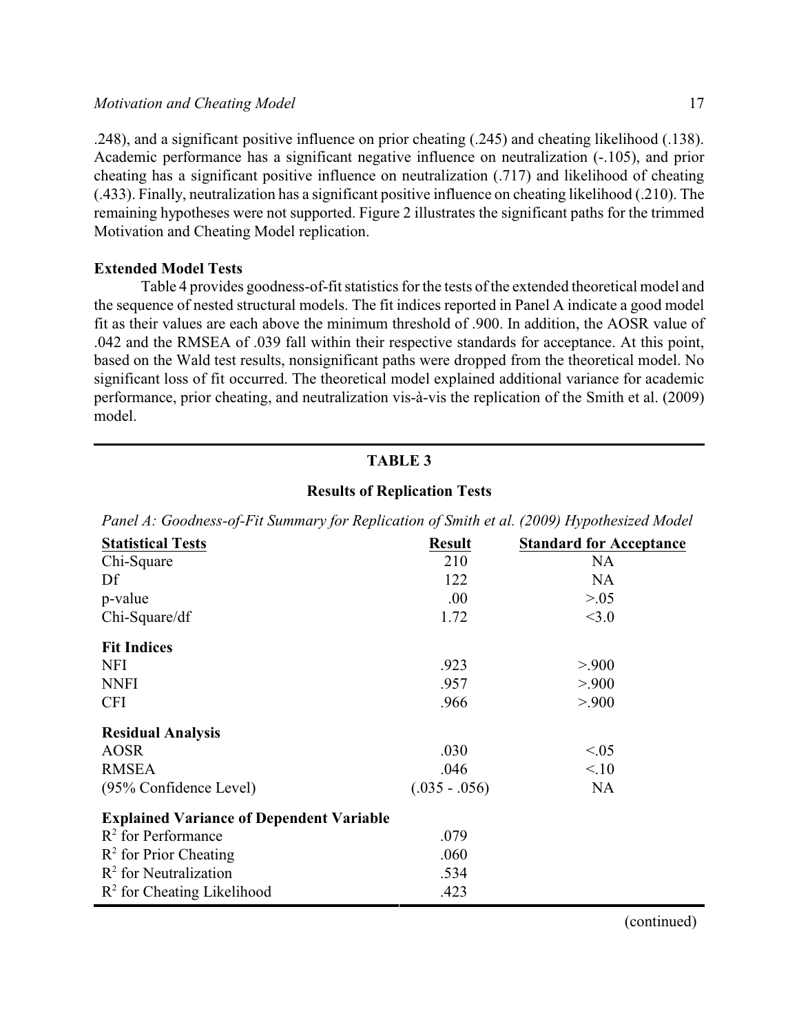.248), and a significant positive influence on prior cheating (.245) and cheating likelihood (.138). Academic performance has a significant negative influence on neutralization (-.105), and prior cheating has a significant positive influence on neutralization (.717) and likelihood of cheating (.433). Finally, neutralization has a significant positive influence on cheating likelihood (.210). The remaining hypotheses were not supported. Figure 2 illustrates the significant paths for the trimmed Motivation and Cheating Model replication.

### Extended Model Tests

Table 4 provides goodness-of-fit statistics for the tests of the extended theoretical model and the sequence of nested structural models. The fit indices reported in Panel A indicate a good model fit as their values are each above the minimum threshold of .900. In addition, the AOSR value of .042 and the RMSEA of .039 fall within their respective standards for acceptance. At this point, based on the Wald test results, nonsignificant paths were dropped from the theoretical model. No significant loss of fit occurred. The theoretical model explained additional variance for academic performance, prior cheating, and neutralization vis-à-vis the replication of the Smith et al. (2009) model.

**TABLE 3**

**Results of Replication Tests**

*Panel A: Goodness-of-Fit Summary for Replication of Smith et al. (2009) Hypothesized Model*

| Statistical Tests | Result | Standard for Acceptance |
|---|---|---|
| Chi-Square | 210 | NA |
| Df | 122 | NA |
| p-value | .00 | >.05 |
| Chi-Square/df | 1.72 | <3.0 |
| **Fit Indices** | | |
| NFI | .923 | >.900 |
| NNFI | .957 | >.900 |
| CFI | .966 | >.900 |
| **Residual Analysis** | | |
| AOSR | .030 | <.05 |
| RMSEA | .046 | <.10 |
| (95% Confidence Level) | (.035 - .056) | NA |
| **Explained Variance of Dependent Variable** | | |
| $R^2$ for Performance | .079 | |
| $R^2$ for Prior Cheating | .060 | |
| $R^2$ for Neutralization | .534 | |
| $R^2$ for Cheating Likelihood | .423 | |

(continued)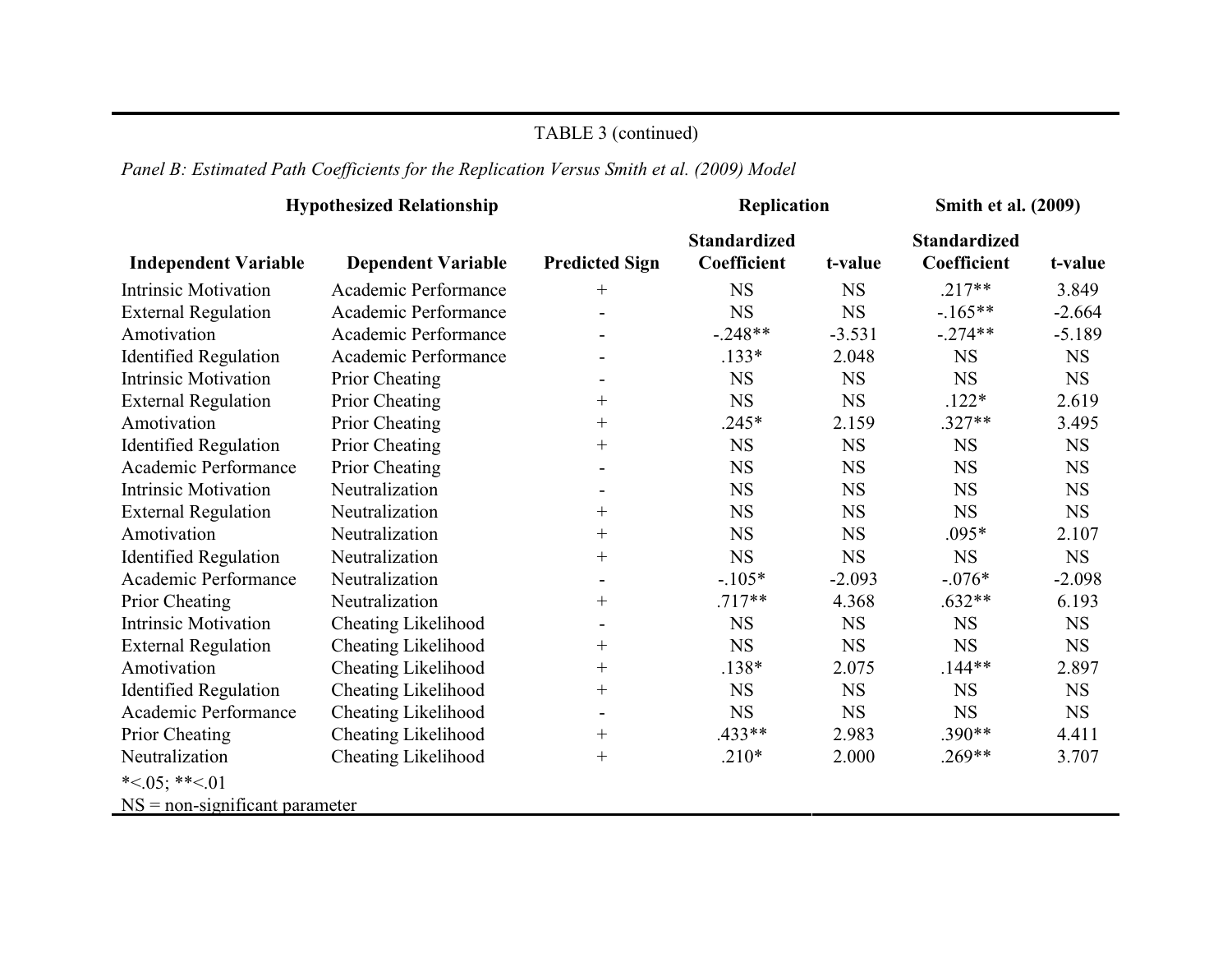TABLE 3 (continued)

*Panel B: Estimated Path Coefficients for the Replication Versus Smith et al. (2009) Model*

| Hypothesized Relationship | | | Replication | | Smith et al. (2009) | |
|---|---|---|---|---|---|---|
| **Independent Variable** | **Dependent Variable** | **Predicted Sign** | **Standardized Coefficient** | **t-value** | **Standardized Coefficient** | **t-value** |
| Intrinsic Motivation | Academic Performance | + | NS | NS | .217** | 3.849 |
| External Regulation | Academic Performance | - | NS | NS | -.165** | -2.664 |
| Amotivation | Academic Performance | - | -.248** | -3.531 | -.274** | -5.189 |
| Identified Regulation | Academic Performance | - | .133* | 2.048 | NS | NS |
| Intrinsic Motivation | Prior Cheating | - | NS | NS | NS | NS |
| External Regulation | Prior Cheating | + | NS | NS | .122* | 2.619 |
| Amotivation | Prior Cheating | + | .245* | 2.159 | .327** | 3.495 |
| Identified Regulation | Prior Cheating | + | NS | NS | NS | NS |
| Academic Performance | Prior Cheating | - | NS | NS | NS | NS |
| Intrinsic Motivation | Neutralization | - | NS | NS | NS | NS |
| External Regulation | Neutralization | + | NS | NS | NS | NS |
| Amotivation | Neutralization | + | NS | NS | .095* | 2.107 |
| Identified Regulation | Neutralization | + | NS | NS | NS | NS |
| Academic Performance | Neutralization | - | -.105* | -2.093 | -.076* | -2.098 |
| Prior Cheating | Neutralization | + | .717** | 4.368 | .632** | 6.193 |
| Intrinsic Motivation | Cheating Likelihood | - | NS | NS | NS | NS |
| External Regulation | Cheating Likelihood | + | NS | NS | NS | NS |
| Amotivation | Cheating Likelihood | + | .138* | 2.075 | .144** | 2.897 |
| Identified Regulation | Cheating Likelihood | + | NS | NS | NS | NS |
| Academic Performance | Cheating Likelihood | - | NS | NS | NS | NS |
| Prior Cheating | Cheating Likelihood | + | .433** | 2.983 | .390** | 4.411 |
| Neutralization | Cheating Likelihood | + | .210* | 2.000 | .269** | 3.707 |

*<.05; **<.01

NS = non-significant parameter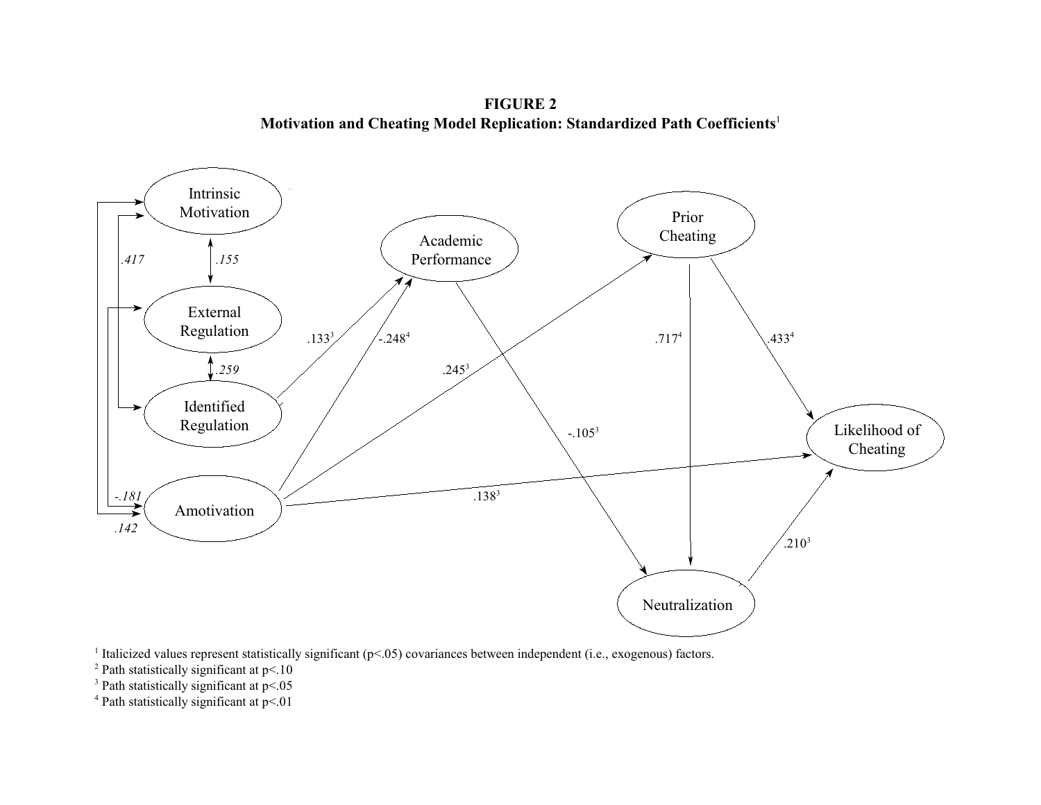**FIGURE 2**
**Motivation and Cheating Model Replication: Standardized Path Coefficients**[1]

Intrinsic Motivation

External Regulation

Identified Regulation

Amotivation

Academic Performance

Prior Cheating

Neutralization

Likelihood of Cheating

*.417* *.155* *.259* *-.181* *.142*

.133[3] -.248[4] .245[3] -.105[3] .717[4] .433[4] .138[3] .210[3]

[1] Italicized values represent statistically significant (p<.05) covariances between independent (i.e., exogenous) factors.
[2] Path statistically significant at p<.10
[3] Path statistically significant at p<.05
[4] Path statistically significant at p<.01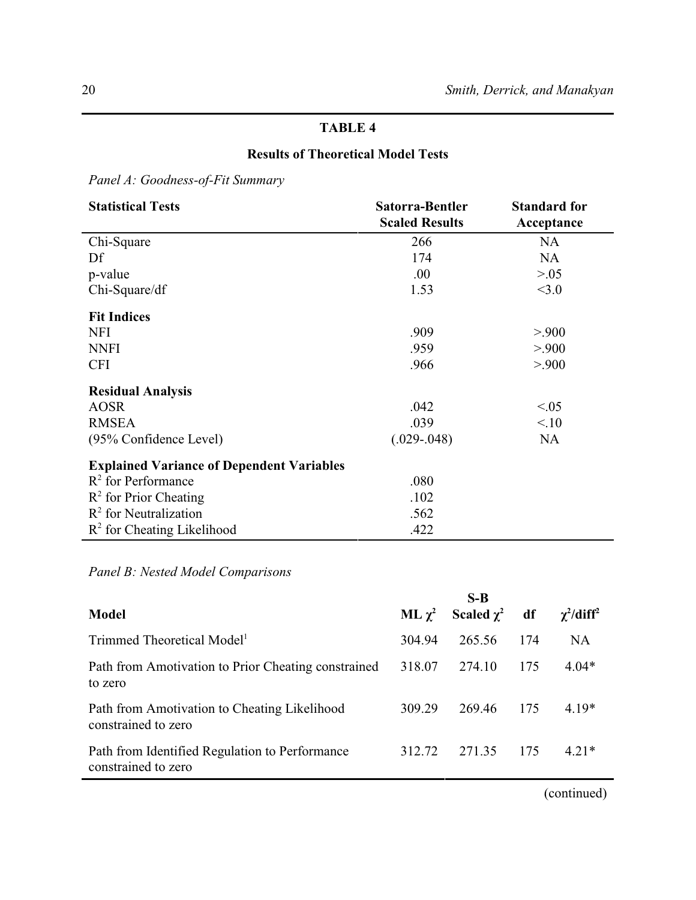**TABLE 4**

**Results of Theoretical Model Tests**

*Panel A: Goodness-of-Fit Summary*

| **Statistical Tests** | **Satorra-Bentler Scaled Results** | **Standard for Acceptance** |
|---|---|---|
| Chi-Square | 266 | NA |
| Df | 174 | NA |
| p-value | .00 | >.05 |
| Chi-Square/df | 1.53 | <3.0 |
| **Fit Indices** | | |
| NFI | .909 | >.900 |
| NNFI | .959 | >.900 |
| CFI | .966 | >.900 |
| **Residual Analysis** | | |
| AOSR | .042 | <.05 |
| RMSEA | .039 | <.10 |
| (95% Confidence Level) | (.029-.048) | NA |
| **Explained Variance of Dependent Variables** | | |
| $R^2$ for Performance | .080 | |
| $R^2$ for Prior Cheating | .102 | |
| $R^2$ for Neutralization | .562 | |
| $R^2$ for Cheating Likelihood | .422 | |

*Panel B: Nested Model Comparisons*

| **Model** | **ML $\chi^2$** | **S-B Scaled $\chi^2$** | **df** | **$\chi^2$/diff[2]** |
|---|---|---|---|---|
| Trimmed Theoretical Model[1] | 304.94 | 265.56 | 174 | NA |
| Path from Amotivation to Prior Cheating constrained to zero | 318.07 | 274.10 | 175 | 4.04* |
| Path from Amotivation to Cheating Likelihood constrained to zero | 309.29 | 269.46 | 175 | 4.19* |
| Path from Identified Regulation to Performance constrained to zero | 312.72 | 271.35 | 175 | 4.21* |

(continued)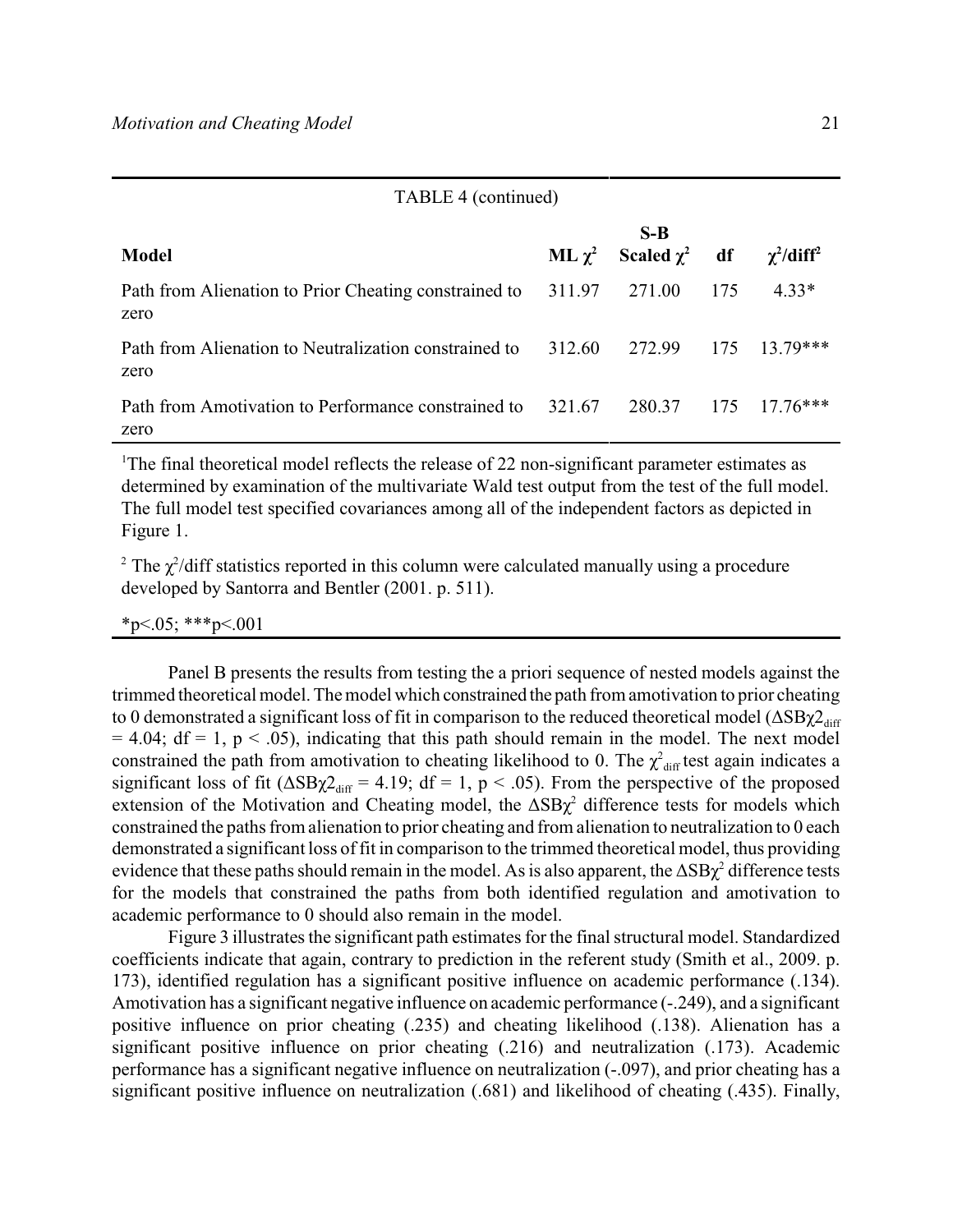TABLE 4 (continued)

| Model | ML $\chi^2$ | S-B Scaled $\chi^2$ | df | $\chi^2$/diff[2] |
|---|---|---|---|---|
| Path from Alienation to Prior Cheating constrained to zero | 311.97 | 271.00 | 175 | 4.33* |
| Path from Alienation to Neutralization constrained to zero | 312.60 | 272.99 | 175 | 13.79*** |
| Path from Amotivation to Performance constrained to zero | 321.67 | 280.37 | 175 | 17.76*** |

[1]The final theoretical model reflects the release of 22 non-significant parameter estimates as determined by examination of the multivariate Wald test output from the test of the full model. The full model test specified covariances among all of the independent factors as depicted in Figure 1.

[2] The $\chi^2$/diff statistics reported in this column were calculated manually using a procedure developed by Santorra and Bentler (2001. p. 511).

*p<.05; ***p<.001

Panel B presents the results from testing the a priori sequence of nested models against the trimmed theoretical model. The model which constrained the path from amotivation to prior cheating to 0 demonstrated a significant loss of fit in comparison to the reduced theoretical model ($\Delta SB\chi 2_{diff} = 4.04$; df = 1, $p < .05$), indicating that this path should remain in the model. The next model constrained the path from amotivation to cheating likelihood to 0. The $\chi^2_{diff}$ test again indicates a significant loss of fit ($\Delta SB\chi 2_{diff} = 4.19$; df = 1, $p < .05$). From the perspective of the proposed extension of the Motivation and Cheating model, the $\Delta SB\chi^2$ difference tests for models which constrained the paths from alienation to prior cheating and from alienation to neutralization to 0 each demonstrated a significant loss of fit in comparison to the trimmed theoretical model, thus providing evidence that these paths should remain in the model. As is also apparent, the $\Delta SB\chi^2$ difference tests for the models that constrained the paths from both identified regulation and amotivation to academic performance to 0 should also remain in the model.

Figure 3 illustrates the significant path estimates for the final structural model. Standardized coefficients indicate that again, contrary to prediction in the referent study (Smith et al., 2009. p. 173), identified regulation has a significant positive influence on academic performance (.134). Amotivation has a significant negative influence on academic performance (-.249), and a significant positive influence on prior cheating (.235) and cheating likelihood (.138). Alienation has a significant positive influence on prior cheating (.216) and neutralization (.173). Academic performance has a significant negative influence on neutralization (-.097), and prior cheating has a significant positive influence on neutralization (.681) and likelihood of cheating (.435). Finally,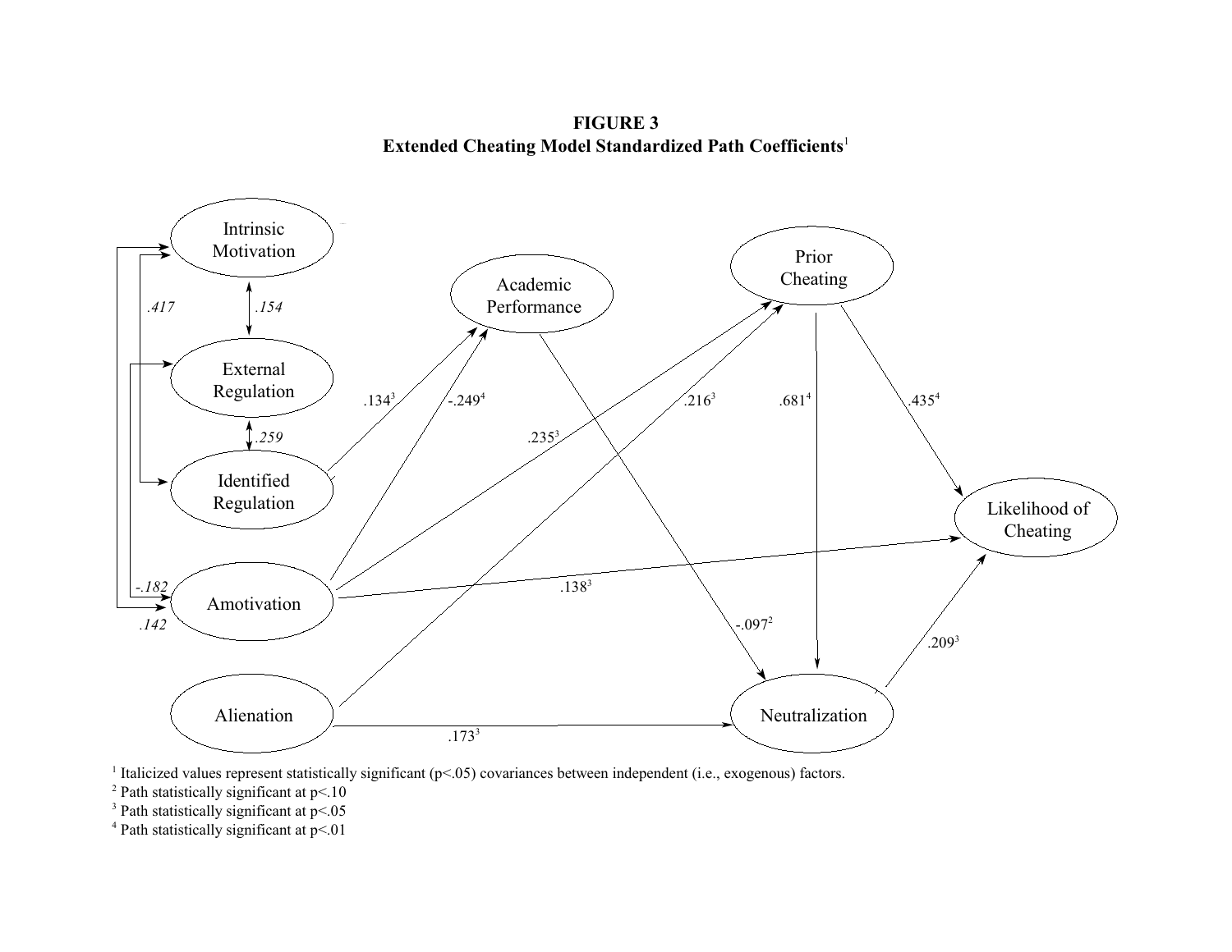**FIGURE 3**
**Extended Cheating Model Standardized Path Coefficients**[1]

[1] Italicized values represent statistically significant ($p<.05$) covariances between independent (i.e., exogenous) factors.
[2] Path statistically significant at $p<.10$
[3] Path statistically significant at $p<.05$
[4] Path statistically significant at $p<.01$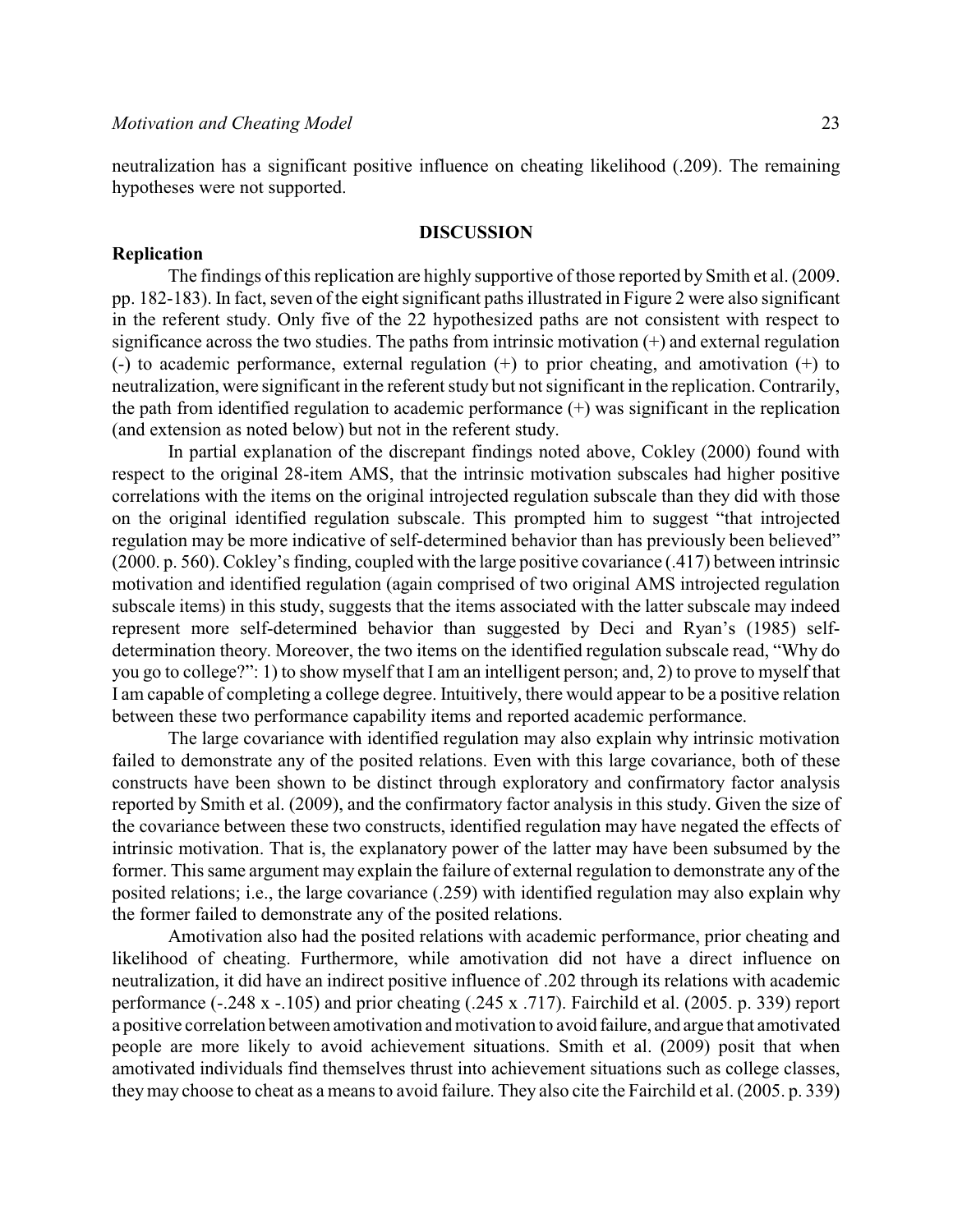neutralization has a significant positive influence on cheating likelihood (.209). The remaining hypotheses were not supported.

## DISCUSSION

### Replication

The findings of this replication are highly supportive of those reported by Smith et al. (2009. pp. 182-183). In fact, seven of the eight significant paths illustrated in Figure 2 were also significant in the referent study. Only five of the 22 hypothesized paths are not consistent with respect to significance across the two studies. The paths from intrinsic motivation (+) and external regulation (-) to academic performance, external regulation (+) to prior cheating, and amotivation (+) to neutralization, were significant in the referent study but not significant in the replication. Contrarily, the path from identified regulation to academic performance (+) was significant in the replication (and extension as noted below) but not in the referent study.

In partial explanation of the discrepant findings noted above, Cokley (2000) found with respect to the original 28-item AMS, that the intrinsic motivation subscales had higher positive correlations with the items on the original introjected regulation subscale than they did with those on the original identified regulation subscale. This prompted him to suggest "that introjected regulation may be more indicative of self-determined behavior than has previously been believed" (2000. p. 560). Cokley's finding, coupled with the large positive covariance (.417) between intrinsic motivation and identified regulation (again comprised of two original AMS introjected regulation subscale items) in this study, suggests that the items associated with the latter subscale may indeed represent more self-determined behavior than suggested by Deci and Ryan's (1985) self-determination theory. Moreover, the two items on the identified regulation subscale read, "Why do you go to college?": 1) to show myself that I am an intelligent person; and, 2) to prove to myself that I am capable of completing a college degree. Intuitively, there would appear to be a positive relation between these two performance capability items and reported academic performance.

The large covariance with identified regulation may also explain why intrinsic motivation failed to demonstrate any of the posited relations. Even with this large covariance, both of these constructs have been shown to be distinct through exploratory and confirmatory factor analysis reported by Smith et al. (2009), and the confirmatory factor analysis in this study. Given the size of the covariance between these two constructs, identified regulation may have negated the effects of intrinsic motivation. That is, the explanatory power of the latter may have been subsumed by the former. This same argument may explain the failure of external regulation to demonstrate any of the posited relations; i.e., the large covariance (.259) with identified regulation may also explain why the former failed to demonstrate any of the posited relations.

Amotivation also had the posited relations with academic performance, prior cheating and likelihood of cheating. Furthermore, while amotivation did not have a direct influence on neutralization, it did have an indirect positive influence of .202 through its relations with academic performance (-.248 x -.105) and prior cheating (.245 x .717). Fairchild et al. (2005. p. 339) report a positive correlation between amotivation and motivation to avoid failure, and argue that amotivated people are more likely to avoid achievement situations. Smith et al. (2009) posit that when amotivated individuals find themselves thrust into achievement situations such as college classes, they may choose to cheat as a means to avoid failure. They also cite the Fairchild et al. (2005. p. 339)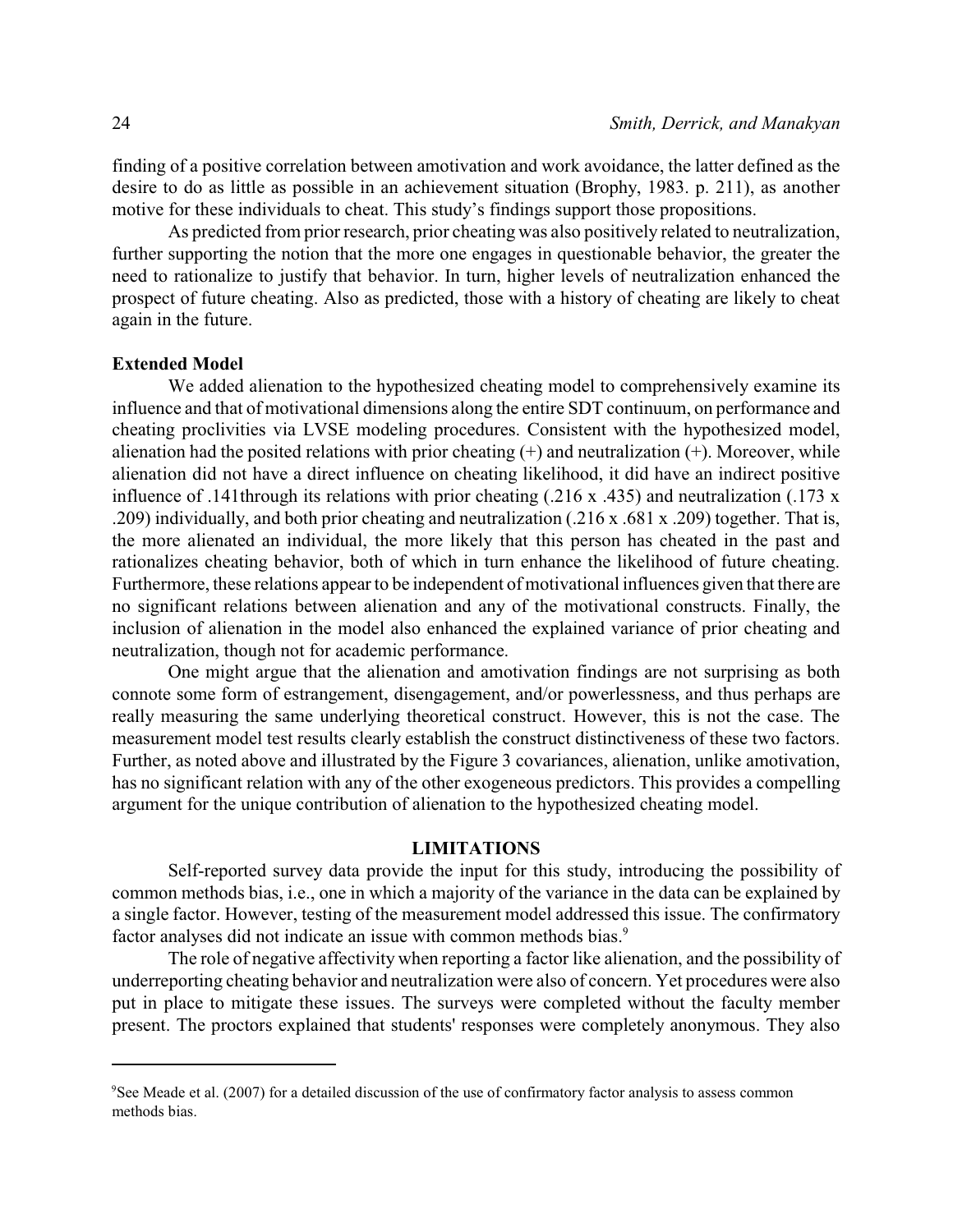finding of a positive correlation between amotivation and work avoidance, the latter defined as the desire to do as little as possible in an achievement situation (Brophy, 1983. p. 211), as another motive for these individuals to cheat. This study's findings support those propositions.

As predicted from prior research, prior cheating was also positively related to neutralization, further supporting the notion that the more one engages in questionable behavior, the greater the need to rationalize to justify that behavior. In turn, higher levels of neutralization enhanced the prospect of future cheating. Also as predicted, those with a history of cheating are likely to cheat again in the future.

**Extended Model**

We added alienation to the hypothesized cheating model to comprehensively examine its influence and that of motivational dimensions along the entire SDT continuum, on performance and cheating proclivities via LVSE modeling procedures. Consistent with the hypothesized model, alienation had the posited relations with prior cheating (+) and neutralization (+). Moreover, while alienation did not have a direct influence on cheating likelihood, it did have an indirect positive influence of .141through its relations with prior cheating (.216 x .435) and neutralization (.173 x .209) individually, and both prior cheating and neutralization (.216 x .681 x .209) together. That is, the more alienated an individual, the more likely that this person has cheated in the past and rationalizes cheating behavior, both of which in turn enhance the likelihood of future cheating. Furthermore, these relations appear to be independent of motivational influences given that there are no significant relations between alienation and any of the motivational constructs. Finally, the inclusion of alienation in the model also enhanced the explained variance of prior cheating and neutralization, though not for academic performance.

One might argue that the alienation and amotivation findings are not surprising as both connote some form of estrangement, disengagement, and/or powerlessness, and thus perhaps are really measuring the same underlying theoretical construct. However, this is not the case. The measurement model test results clearly establish the construct distinctiveness of these two factors. Further, as noted above and illustrated by the Figure 3 covariances, alienation, unlike amotivation, has no significant relation with any of the other exogeneous predictors. This provides a compelling argument for the unique contribution of alienation to the hypothesized cheating model.

## LIMITATIONS

Self-reported survey data provide the input for this study, introducing the possibility of common methods bias, i.e., one in which a majority of the variance in the data can be explained by a single factor. However, testing of the measurement model addressed this issue. The confirmatory factor analyses did not indicate an issue with common methods bias.[9]

The role of negative affectivity when reporting a factor like alienation, and the possibility of underreporting cheating behavior and neutralization were also of concern. Yet procedures were also put in place to mitigate these issues. The surveys were completed without the faculty member present. The proctors explained that students' responses were completely anonymous. They also

---

[9]See Meade et al. (2007) for a detailed discussion of the use of confirmatory factor analysis to assess common methods bias.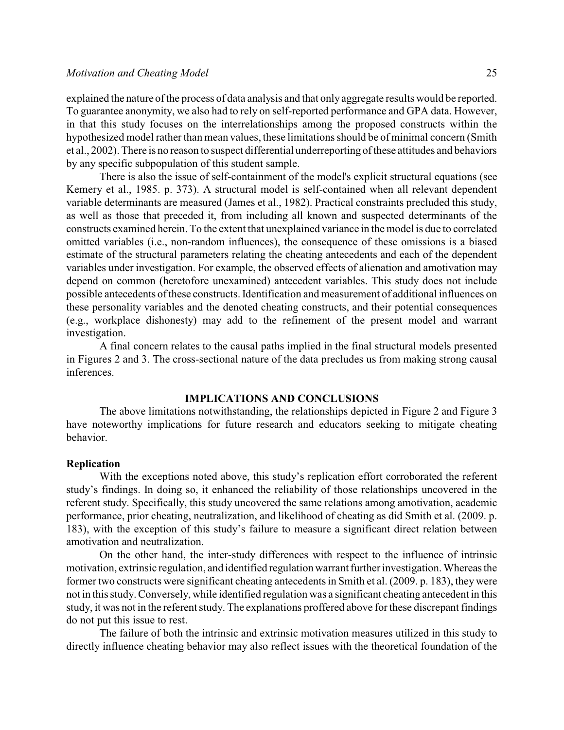explained the nature of the process of data analysis and that only aggregate results would be reported. To guarantee anonymity, we also had to rely on self-reported performance and GPA data. However, in that this study focuses on the interrelationships among the proposed constructs within the hypothesized model rather than mean values, these limitations should be of minimal concern (Smith et al., 2002). There is no reason to suspect differential underreporting of these attitudes and behaviors by any specific subpopulation of this student sample.

There is also the issue of self-containment of the model's explicit structural equations (see Kemery et al., 1985. p. 373). A structural model is self-contained when all relevant dependent variable determinants are measured (James et al., 1982). Practical constraints precluded this study, as well as those that preceded it, from including all known and suspected determinants of the constructs examined herein. To the extent that unexplained variance in the model is due to correlated omitted variables (i.e., non-random influences), the consequence of these omissions is a biased estimate of the structural parameters relating the cheating antecedents and each of the dependent variables under investigation. For example, the observed effects of alienation and amotivation may depend on common (heretofore unexamined) antecedent variables. This study does not include possible antecedents of these constructs. Identification and measurement of additional influences on these personality variables and the denoted cheating constructs, and their potential consequences (e.g., workplace dishonesty) may add to the refinement of the present model and warrant investigation.

A final concern relates to the causal paths implied in the final structural models presented in Figures 2 and 3. The cross-sectional nature of the data precludes us from making strong causal inferences.

## IMPLICATIONS AND CONCLUSIONS

The above limitations notwithstanding, the relationships depicted in Figure 2 and Figure 3 have noteworthy implications for future research and educators seeking to mitigate cheating behavior.

### Replication

With the exceptions noted above, this study's replication effort corroborated the referent study's findings. In doing so, it enhanced the reliability of those relationships uncovered in the referent study. Specifically, this study uncovered the same relations among amotivation, academic performance, prior cheating, neutralization, and likelihood of cheating as did Smith et al. (2009. p. 183), with the exception of this study's failure to measure a significant direct relation between amotivation and neutralization.

On the other hand, the inter-study differences with respect to the influence of intrinsic motivation, extrinsic regulation, and identified regulation warrant further investigation. Whereas the former two constructs were significant cheating antecedents in Smith et al. (2009. p. 183), they were not in this study. Conversely, while identified regulation was a significant cheating antecedent in this study, it was not in the referent study. The explanations proffered above for these discrepant findings do not put this issue to rest.

The failure of both the intrinsic and extrinsic motivation measures utilized in this study to directly influence cheating behavior may also reflect issues with the theoretical foundation of the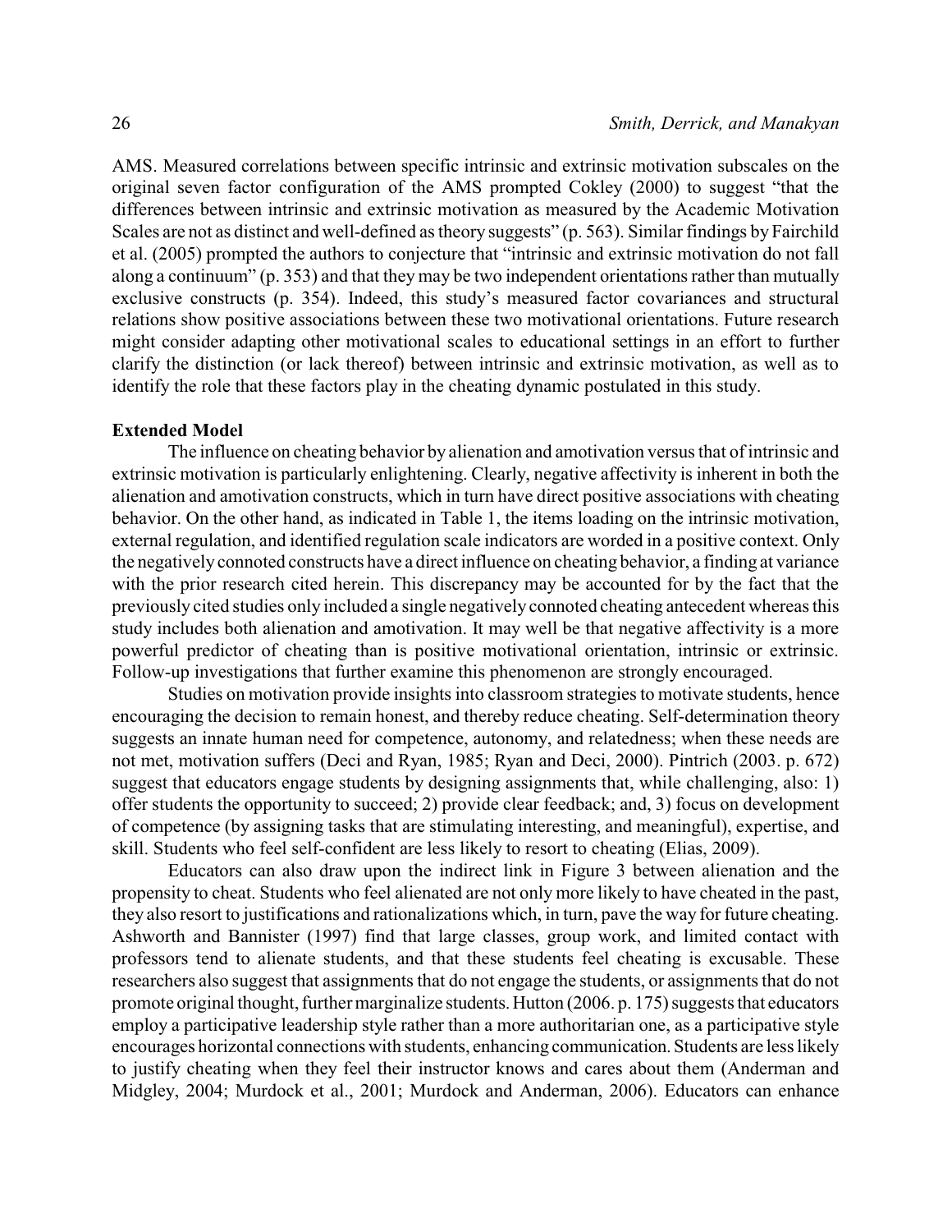AMS. Measured correlations between specific intrinsic and extrinsic motivation subscales on the original seven factor configuration of the AMS prompted Cokley (2000) to suggest "that the differences between intrinsic and extrinsic motivation as measured by the Academic Motivation Scales are not as distinct and well-defined as theory suggests" (p. 563). Similar findings by Fairchild et al. (2005) prompted the authors to conjecture that "intrinsic and extrinsic motivation do not fall along a continuum" (p. 353) and that they may be two independent orientations rather than mutually exclusive constructs (p. 354). Indeed, this study's measured factor covariances and structural relations show positive associations between these two motivational orientations. Future research might consider adapting other motivational scales to educational settings in an effort to further clarify the distinction (or lack thereof) between intrinsic and extrinsic motivation, as well as to identify the role that these factors play in the cheating dynamic postulated in this study.

### Extended Model

The influence on cheating behavior by alienation and amotivation versus that of intrinsic and extrinsic motivation is particularly enlightening. Clearly, negative affectivity is inherent in both the alienation and amotivation constructs, which in turn have direct positive associations with cheating behavior. On the other hand, as indicated in Table 1, the items loading on the intrinsic motivation, external regulation, and identified regulation scale indicators are worded in a positive context. Only the negatively connoted constructs have a direct influence on cheating behavior, a finding at variance with the prior research cited herein. This discrepancy may be accounted for by the fact that the previously cited studies only included a single negatively connoted cheating antecedent whereas this study includes both alienation and amotivation. It may well be that negative affectivity is a more powerful predictor of cheating than is positive motivational orientation, intrinsic or extrinsic. Follow-up investigations that further examine this phenomenon are strongly encouraged.

Studies on motivation provide insights into classroom strategies to motivate students, hence encouraging the decision to remain honest, and thereby reduce cheating. Self-determination theory suggests an innate human need for competence, autonomy, and relatedness; when these needs are not met, motivation suffers (Deci and Ryan, 1985; Ryan and Deci, 2000). Pintrich (2003. p. 672) suggest that educators engage students by designing assignments that, while challenging, also: 1) offer students the opportunity to succeed; 2) provide clear feedback; and, 3) focus on development of competence (by assigning tasks that are stimulating interesting, and meaningful), expertise, and skill. Students who feel self-confident are less likely to resort to cheating (Elias, 2009).

Educators can also draw upon the indirect link in Figure 3 between alienation and the propensity to cheat. Students who feel alienated are not only more likely to have cheated in the past, they also resort to justifications and rationalizations which, in turn, pave the way for future cheating. Ashworth and Bannister (1997) find that large classes, group work, and limited contact with professors tend to alienate students, and that these students feel cheating is excusable. These researchers also suggest that assignments that do not engage the students, or assignments that do not promote original thought, further marginalize students. Hutton (2006. p. 175) suggests that educators employ a participative leadership style rather than a more authoritarian one, as a participative style encourages horizontal connections with students, enhancing communication. Students are less likely to justify cheating when they feel their instructor knows and cares about them (Anderman and Midgley, 2004; Murdock et al., 2001; Murdock and Anderman, 2006). Educators can enhance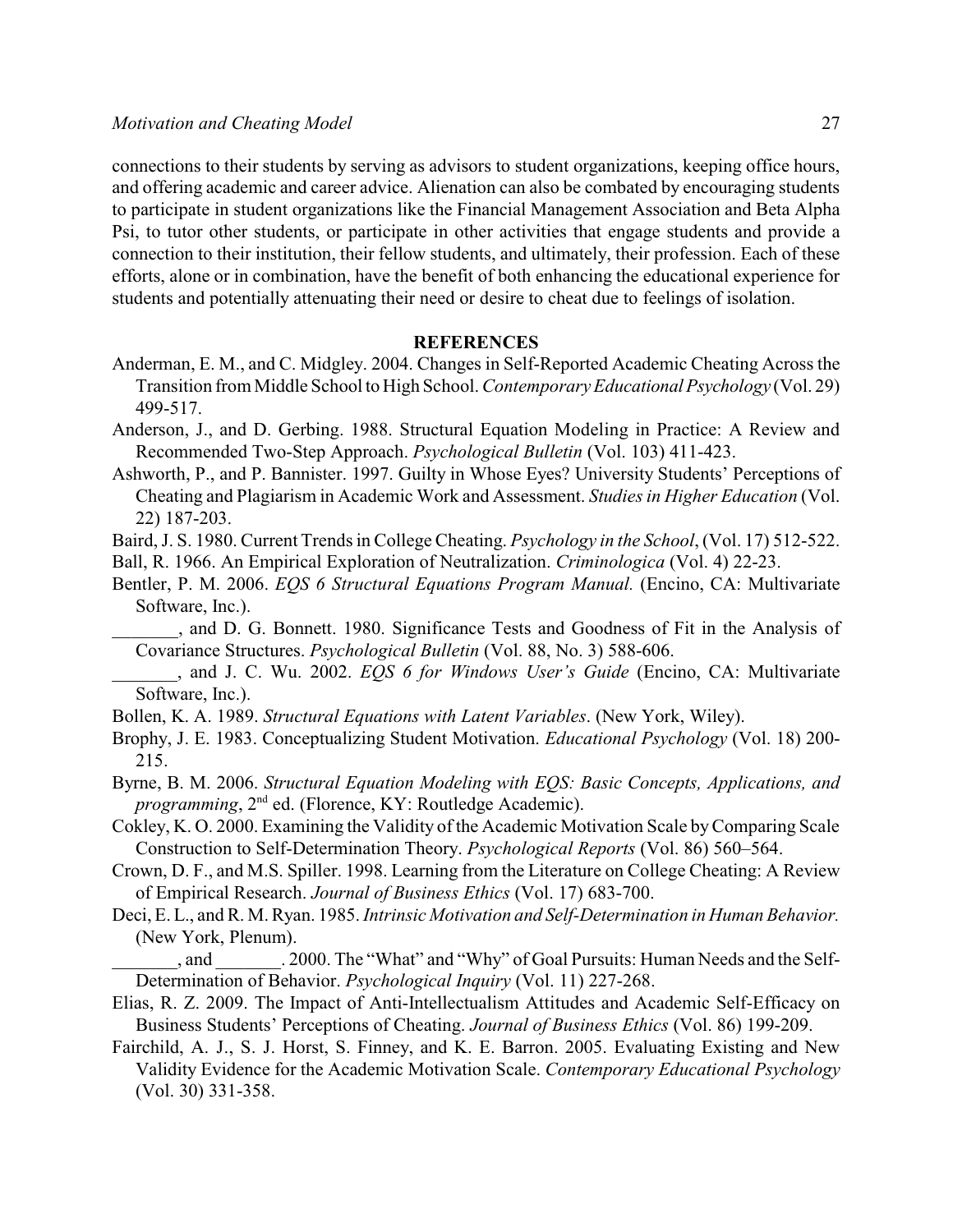connections to their students by serving as advisors to student organizations, keeping office hours, and offering academic and career advice. Alienation can also be combated by encouraging students to participate in student organizations like the Financial Management Association and Beta Alpha Psi, to tutor other students, or participate in other activities that engage students and provide a connection to their institution, their fellow students, and ultimately, their profession. Each of these efforts, alone or in combination, have the benefit of both enhancing the educational experience for students and potentially attenuating their need or desire to cheat due to feelings of isolation.

## REFERENCES

Anderman, E. M., and C. Midgley. 2004. Changes in Self-Reported Academic Cheating Across the Transition from Middle School to High School. *Contemporary Educational Psychology* (Vol. 29) 499-517.

Anderson, J., and D. Gerbing. 1988. Structural Equation Modeling in Practice: A Review and Recommended Two-Step Approach. *Psychological Bulletin* (Vol. 103) 411-423.

Ashworth, P., and P. Bannister. 1997. Guilty in Whose Eyes? University Students' Perceptions of Cheating and Plagiarism in Academic Work and Assessment. *Studies in Higher Education* (Vol. 22) 187-203.

Baird, J. S. 1980. Current Trends in College Cheating. *Psychology in the School*, (Vol. 17) 512-522.

Ball, R. 1966. An Empirical Exploration of Neutralization. *Criminologica* (Vol. 4) 22-23.

Bentler, P. M. 2006. *EQS 6 Structural Equations Program Manual.* (Encino, CA: Multivariate Software, Inc.).

_______, and D. G. Bonnett. 1980. Significance Tests and Goodness of Fit in the Analysis of Covariance Structures. *Psychological Bulletin* (Vol. 88, No. 3) 588-606.

_______, and J. C. Wu. 2002. *EQS 6 for Windows User's Guide* (Encino, CA: Multivariate Software, Inc.).

Bollen, K. A. 1989. *Structural Equations with Latent Variables*. (New York, Wiley).

Brophy, J. E. 1983. Conceptualizing Student Motivation. *Educational Psychology* (Vol. 18) 200-215.

Byrne, B. M. 2006. *Structural Equation Modeling with EQS: Basic Concepts, Applications, and programming*, 2nd ed. (Florence, KY: Routledge Academic).

Cokley, K. O. 2000. Examining the Validity of the Academic Motivation Scale by Comparing Scale Construction to Self-Determination Theory. *Psychological Reports* (Vol. 86) 560–564.

Crown, D. F., and M.S. Spiller. 1998. Learning from the Literature on College Cheating: A Review of Empirical Research. *Journal of Business Ethics* (Vol. 17) 683-700.

Deci, E. L., and R. M. Ryan. 1985. *Intrinsic Motivation and Self-Determination in Human Behavior.* (New York, Plenum).

_______, and _______. 2000. The "What" and "Why" of Goal Pursuits: Human Needs and the Self-Determination of Behavior. *Psychological Inquiry* (Vol. 11) 227-268.

Elias, R. Z. 2009. The Impact of Anti-Intellectualism Attitudes and Academic Self-Efficacy on Business Students' Perceptions of Cheating. *Journal of Business Ethics* (Vol. 86) 199-209.

Fairchild, A. J., S. J. Horst, S. Finney, and K. E. Barron. 2005. Evaluating Existing and New Validity Evidence for the Academic Motivation Scale. *Contemporary Educational Psychology* (Vol. 30) 331-358.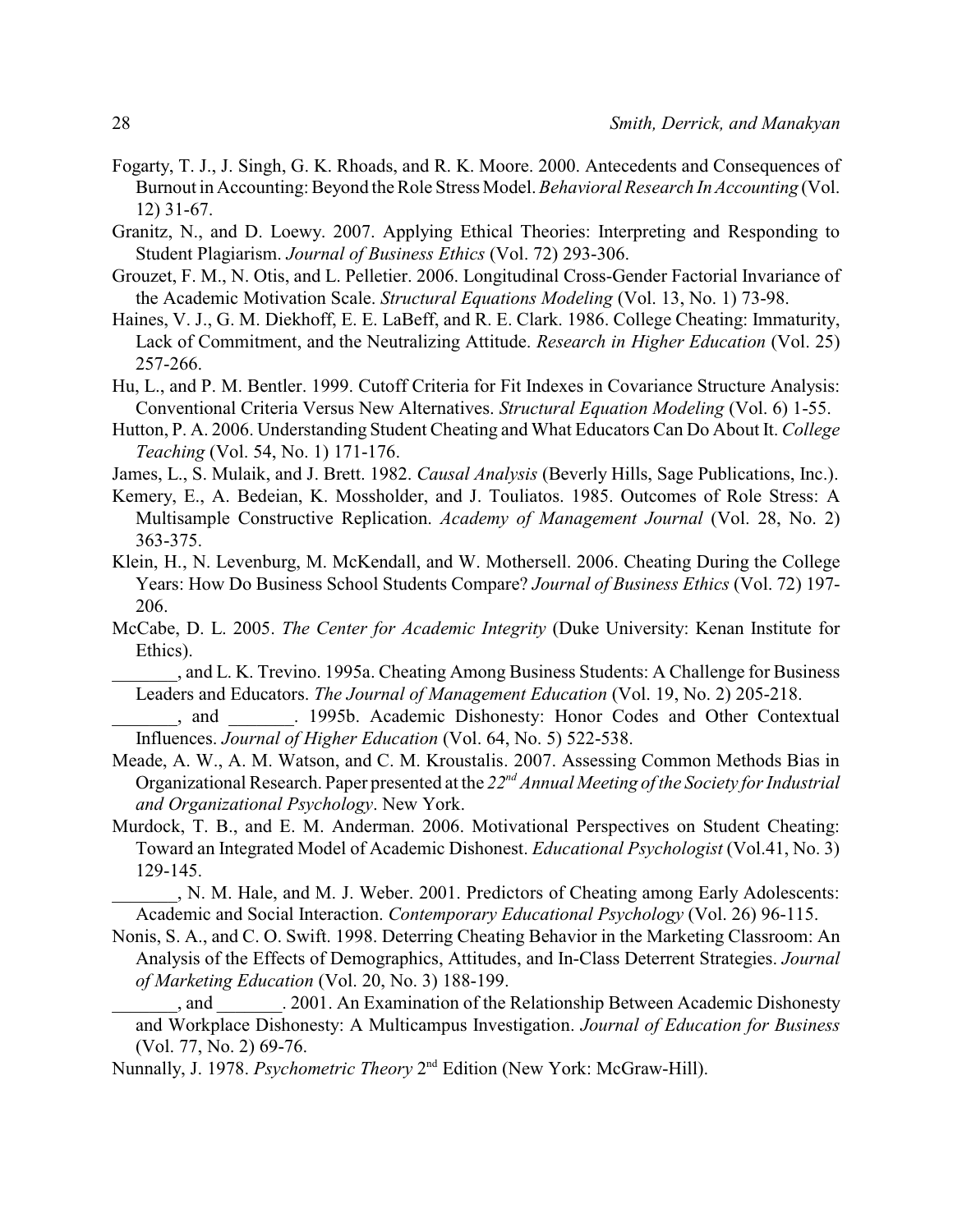Fogarty, T. J., J. Singh, G. K. Rhoads, and R. K. Moore. 2000. Antecedents and Consequences of Burnout in Accounting: Beyond the Role Stress Model. *Behavioral Research In Accounting* (Vol. 12) 31-67.

Granitz, N., and D. Loewy. 2007. Applying Ethical Theories: Interpreting and Responding to Student Plagiarism. *Journal of Business Ethics* (Vol. 72) 293-306.

Grouzet, F. M., N. Otis, and L. Pelletier. 2006. Longitudinal Cross-Gender Factorial Invariance of the Academic Motivation Scale. *Structural Equations Modeling* (Vol. 13, No. 1) 73-98.

Haines, V. J., G. M. Diekhoff, E. E. LaBeff, and R. E. Clark. 1986. College Cheating: Immaturity, Lack of Commitment, and the Neutralizing Attitude. *Research in Higher Education* (Vol. 25) 257-266.

Hu, L., and P. M. Bentler. 1999. Cutoff Criteria for Fit Indexes in Covariance Structure Analysis: Conventional Criteria Versus New Alternatives. *Structural Equation Modeling* (Vol. 6) 1-55.

Hutton, P. A. 2006. Understanding Student Cheating and What Educators Can Do About It. *College Teaching* (Vol. 54, No. 1) 171-176.

James, L., S. Mulaik, and J. Brett. 1982. *Causal Analysis* (Beverly Hills, Sage Publications, Inc.).

Kemery, E., A. Bedeian, K. Mossholder, and J. Touliatos. 1985. Outcomes of Role Stress: A Multisample Constructive Replication. *Academy of Management Journal* (Vol. 28, No. 2) 363-375.

Klein, H., N. Levenburg, M. McKendall, and W. Mothersell. 2006. Cheating During the College Years: How Do Business School Students Compare? *Journal of Business Ethics* (Vol. 72) 197-206.

McCabe, D. L. 2005. *The Center for Academic Integrity* (Duke University: Kenan Institute for Ethics).

_______, and L. K. Trevino. 1995a. Cheating Among Business Students: A Challenge for Business Leaders and Educators. *The Journal of Management Education* (Vol. 19, No. 2) 205-218.

_______, and _______. 1995b. Academic Dishonesty: Honor Codes and Other Contextual Influences. *Journal of Higher Education* (Vol. 64, No. 5) 522-538.

Meade, A. W., A. M. Watson, and C. M. Kroustalis. 2007. Assessing Common Methods Bias in Organizational Research. Paper presented at the *22nd Annual Meeting of the Society for Industrial and Organizational Psychology*. New York.

Murdock, T. B., and E. M. Anderman. 2006. Motivational Perspectives on Student Cheating: Toward an Integrated Model of Academic Dishonest. *Educational Psychologist* (Vol.41, No. 3) 129-145.

_______, N. M. Hale, and M. J. Weber. 2001. Predictors of Cheating among Early Adolescents: Academic and Social Interaction. *Contemporary Educational Psychology* (Vol. 26) 96-115.

Nonis, S. A., and C. O. Swift. 1998. Deterring Cheating Behavior in the Marketing Classroom: An Analysis of the Effects of Demographics, Attitudes, and In-Class Deterrent Strategies. *Journal of Marketing Education* (Vol. 20, No. 3) 188-199.

_______, and _______. 2001. An Examination of the Relationship Between Academic Dishonesty and Workplace Dishonesty: A Multicampus Investigation. *Journal of Education for Business* (Vol. 77, No. 2) 69-76.

Nunnally, J. 1978. *Psychometric Theory* 2nd Edition (New York: McGraw-Hill).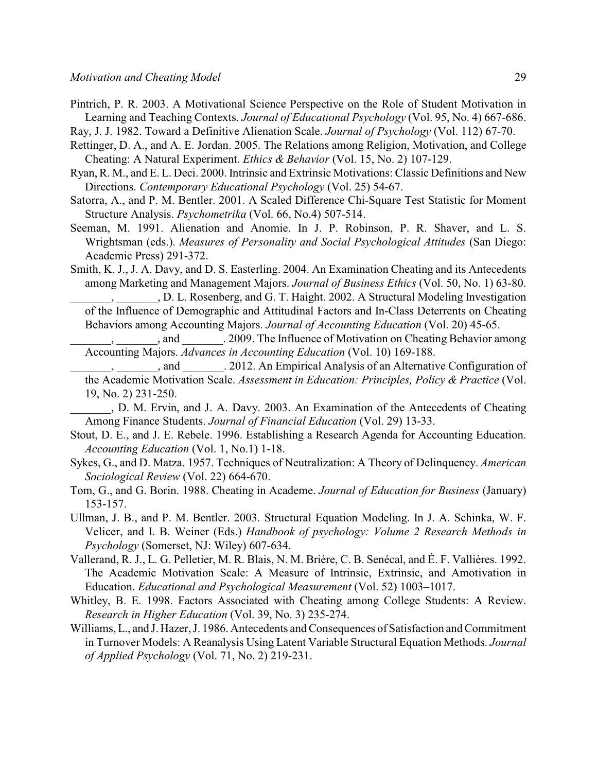Pintrich, P. R. 2003. A Motivational Science Perspective on the Role of Student Motivation in Learning and Teaching Contexts. *Journal of Educational Psychology* (Vol. 95, No. 4) 667-686.

Ray, J. J. 1982. Toward a Definitive Alienation Scale. *Journal of Psychology* (Vol. 112) 67-70.

Rettinger, D. A., and A. E. Jordan. 2005. The Relations among Religion, Motivation, and College Cheating: A Natural Experiment. *Ethics & Behavior* (Vol. 15, No. 2) 107-129.

Ryan, R. M., and E. L. Deci. 2000. Intrinsic and Extrinsic Motivations: Classic Definitions and New Directions. *Contemporary Educational Psychology* (Vol. 25) 54-67.

Satorra, A., and P. M. Bentler. 2001. A Scaled Difference Chi-Square Test Statistic for Moment Structure Analysis. *Psychometrika* (Vol. 66, No.4) 507-514.

Seeman, M. 1991. Alienation and Anomie. In J. P. Robinson, P. R. Shaver, and L. S. Wrightsman (eds.). *Measures of Personality and Social Psychological Attitudes* (San Diego: Academic Press) 291-372.

Smith, K. J., J. A. Davy, and D. S. Easterling. 2004. An Examination Cheating and its Antecedents among Marketing and Management Majors. *Journal of Business Ethics* (Vol. 50, No. 1) 63-80.

_______, _______, D. L. Rosenberg, and G. T. Haight. 2002. A Structural Modeling Investigation of the Influence of Demographic and Attitudinal Factors and In-Class Deterrents on Cheating Behaviors among Accounting Majors. *Journal of Accounting Education* (Vol. 20) 45-65.

_______, _______, and _______. 2009. The Influence of Motivation on Cheating Behavior among Accounting Majors. *Advances in Accounting Education* (Vol. 10) 169-188.

_______, _______, and _______. 2012. An Empirical Analysis of an Alternative Configuration of the Academic Motivation Scale. *Assessment in Education: Principles, Policy & Practice* (Vol. 19, No. 2) 231-250.

_______, D. M. Ervin, and J. A. Davy. 2003. An Examination of the Antecedents of Cheating Among Finance Students. *Journal of Financial Education* (Vol. 29) 13-33.

Stout, D. E., and J. E. Rebele. 1996. Establishing a Research Agenda for Accounting Education. *Accounting Education* (Vol. 1, No.1) 1-18.

Sykes, G., and D. Matza. 1957. Techniques of Neutralization: A Theory of Delinquency. *American Sociological Review* (Vol. 22) 664-670.

Tom, G., and G. Borin. 1988. Cheating in Academe. *Journal of Education for Business* (January) 153-157.

Ullman, J. B., and P. M. Bentler. 2003. Structural Equation Modeling. In J. A. Schinka, W. F. Velicer, and I. B. Weiner (Eds.) *Handbook of psychology: Volume 2 Research Methods in Psychology* (Somerset, NJ: Wiley) 607-634.

Vallerand, R. J., L. G. Pelletier, M. R. Blais, N. M. Brière, C. B. Senécal, and É. F. Vallières. 1992. The Academic Motivation Scale: A Measure of Intrinsic, Extrinsic, and Amotivation in Education. *Educational and Psychological Measurement* (Vol. 52) 1003–1017.

Whitley, B. E. 1998. Factors Associated with Cheating among College Students: A Review. *Research in Higher Education* (Vol. 39, No. 3) 235-274.

Williams, L., and J. Hazer, J. 1986. Antecedents and Consequences of Satisfaction and Commitment in Turnover Models: A Reanalysis Using Latent Variable Structural Equation Methods. *Journal of Applied Psychology* (Vol. 71, No. 2) 219-231.